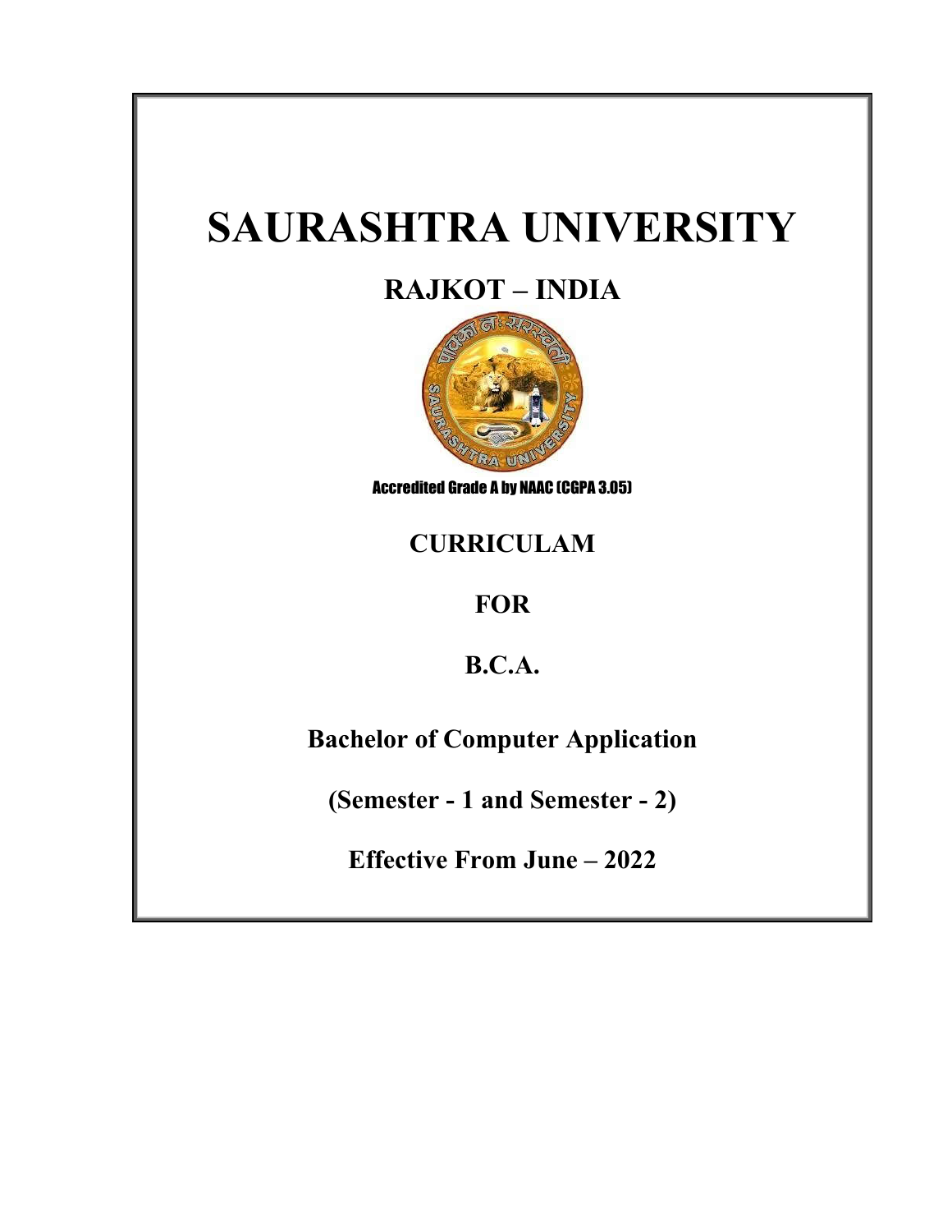# SAURASHTRA UNIVERSITY

## RAJKOT – INDIA

Accredited Grade A by NAAC (CGPA 3.05)

## CURRICULAM

## FOR

## B.C.A.

**Bachelor of Computer Application**

**(Semester - 1 and Semester - 2)**

**Effective From June – 2022**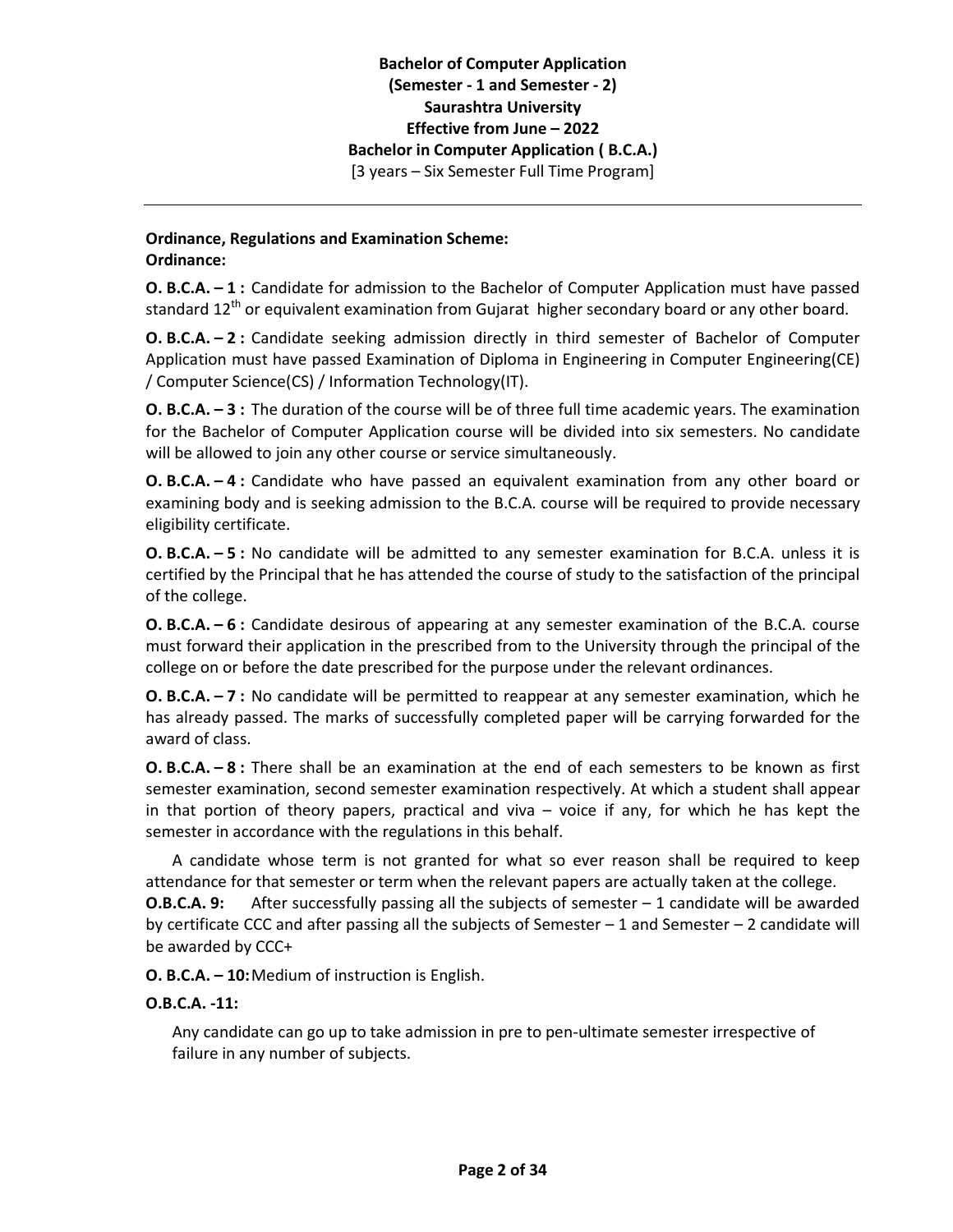**Bachelor of Computer Application**
**(Semester - 1 and Semester - 2)**
**Saurashtra University**
**Effective from June – 2022**
**Bachelor in Computer Application ( B.C.A.)**
[3 years – Six Semester Full Time Program]

---

**Ordinance, Regulations and Examination Scheme:**
**Ordinance:**

**O. B.C.A. – 1 :** Candidate for admission to the Bachelor of Computer Application must have passed standard 12th or equivalent examination from Gujarat higher secondary board or any other board.

**O. B.C.A. – 2 :** Candidate seeking admission directly in third semester of Bachelor of Computer Application must have passed Examination of Diploma in Engineering in Computer Engineering(CE) / Computer Science(CS) / Information Technology(IT).

**O. B.C.A. – 3 :** The duration of the course will be of three full time academic years. The examination for the Bachelor of Computer Application course will be divided into six semesters. No candidate will be allowed to join any other course or service simultaneously.

**O. B.C.A. – 4 :** Candidate who have passed an equivalent examination from any other board or examining body and is seeking admission to the B.C.A. course will be required to provide necessary eligibility certificate.

**O. B.C.A. – 5 :** No candidate will be admitted to any semester examination for B.C.A. unless it is certified by the Principal that he has attended the course of study to the satisfaction of the principal of the college.

**O. B.C.A. – 6 :** Candidate desirous of appearing at any semester examination of the B.C.A. course must forward their application in the prescribed from to the University through the principal of the college on or before the date prescribed for the purpose under the relevant ordinances.

**O. B.C.A. – 7 :** No candidate will be permitted to reappear at any semester examination, which he has already passed. The marks of successfully completed paper will be carrying forwarded for the award of class.

**O. B.C.A. – 8 :** There shall be an examination at the end of each semesters to be known as first semester examination, second semester examination respectively. At which a student shall appear in that portion of theory papers, practical and viva – voice if any, for which he has kept the semester in accordance with the regulations in this behalf.

A candidate whose term is not granted for what so ever reason shall be required to keep attendance for that semester or term when the relevant papers are actually taken at the college.

**O.B.C.A. 9:** After successfully passing all the subjects of semester – 1 candidate will be awarded by certificate CCC and after passing all the subjects of Semester – 1 and Semester – 2 candidate will be awarded by CCC+

**O. B.C.A. – 10:** Medium of instruction is English.

**O.B.C.A. -11:**

Any candidate can go up to take admission in pre to pen-ultimate semester irrespective of failure in any number of subjects.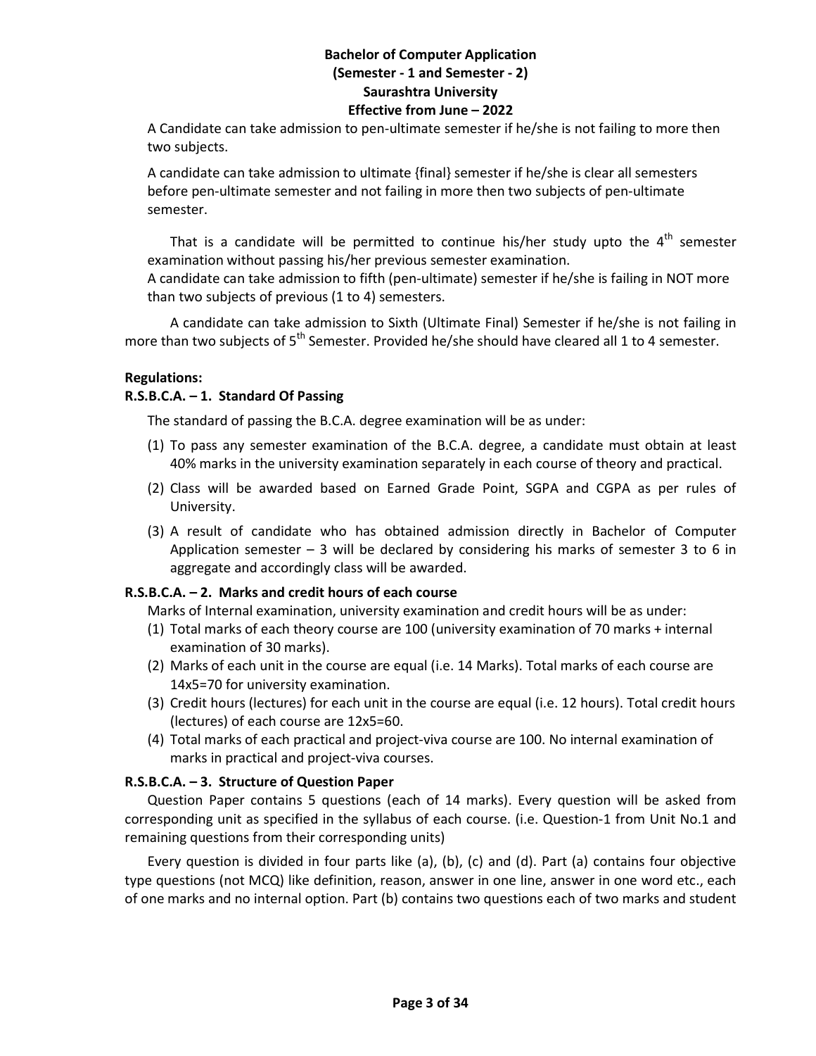A Candidate can take admission to pen-ultimate semester if he/she is not failing to more then two subjects.

A candidate can take admission to ultimate {final} semester if he/she is clear all semesters before pen-ultimate semester and not failing in more then two subjects of pen-ultimate semester.

That is a candidate will be permitted to continue his/her study upto the 4th semester examination without passing his/her previous semester examination.
A candidate can take admission to fifth (pen-ultimate) semester if he/she is failing in NOT more than two subjects of previous (1 to 4) semesters.

A candidate can take admission to Sixth (Ultimate Final) Semester if he/she is not failing in more than two subjects of 5th Semester. Provided he/she should have cleared all 1 to 4 semester.

**Regulations:**

**R.S.B.C.A. – 1. Standard Of Passing**

The standard of passing the B.C.A. degree examination will be as under:

(1) To pass any semester examination of the B.C.A. degree, a candidate must obtain at least 40% marks in the university examination separately in each course of theory and practical.
(2) Class will be awarded based on Earned Grade Point, SGPA and CGPA as per rules of University.
(3) A result of candidate who has obtained admission directly in Bachelor of Computer Application semester – 3 will be declared by considering his marks of semester 3 to 6 in aggregate and accordingly class will be awarded.

**R.S.B.C.A. – 2. Marks and credit hours of each course**

Marks of Internal examination, university examination and credit hours will be as under:

(1) Total marks of each theory course are 100 (university examination of 70 marks + internal examination of 30 marks).
(2) Marks of each unit in the course are equal (i.e. 14 Marks). Total marks of each course are 14x5=70 for university examination.
(3) Credit hours (lectures) for each unit in the course are equal (i.e. 12 hours). Total credit hours (lectures) of each course are 12x5=60.
(4) Total marks of each practical and project-viva course are 100. No internal examination of marks in practical and project-viva courses.

**R.S.B.C.A. – 3. Structure of Question Paper**

Question Paper contains 5 questions (each of 14 marks). Every question will be asked from corresponding unit as specified in the syllabus of each course. (i.e. Question-1 from Unit No.1 and remaining questions from their corresponding units)

Every question is divided in four parts like (a), (b), (c) and (d). Part (a) contains four objective type questions (not MCQ) like definition, reason, answer in one line, answer in one word etc., each of one marks and no internal option. Part (b) contains two questions each of two marks and student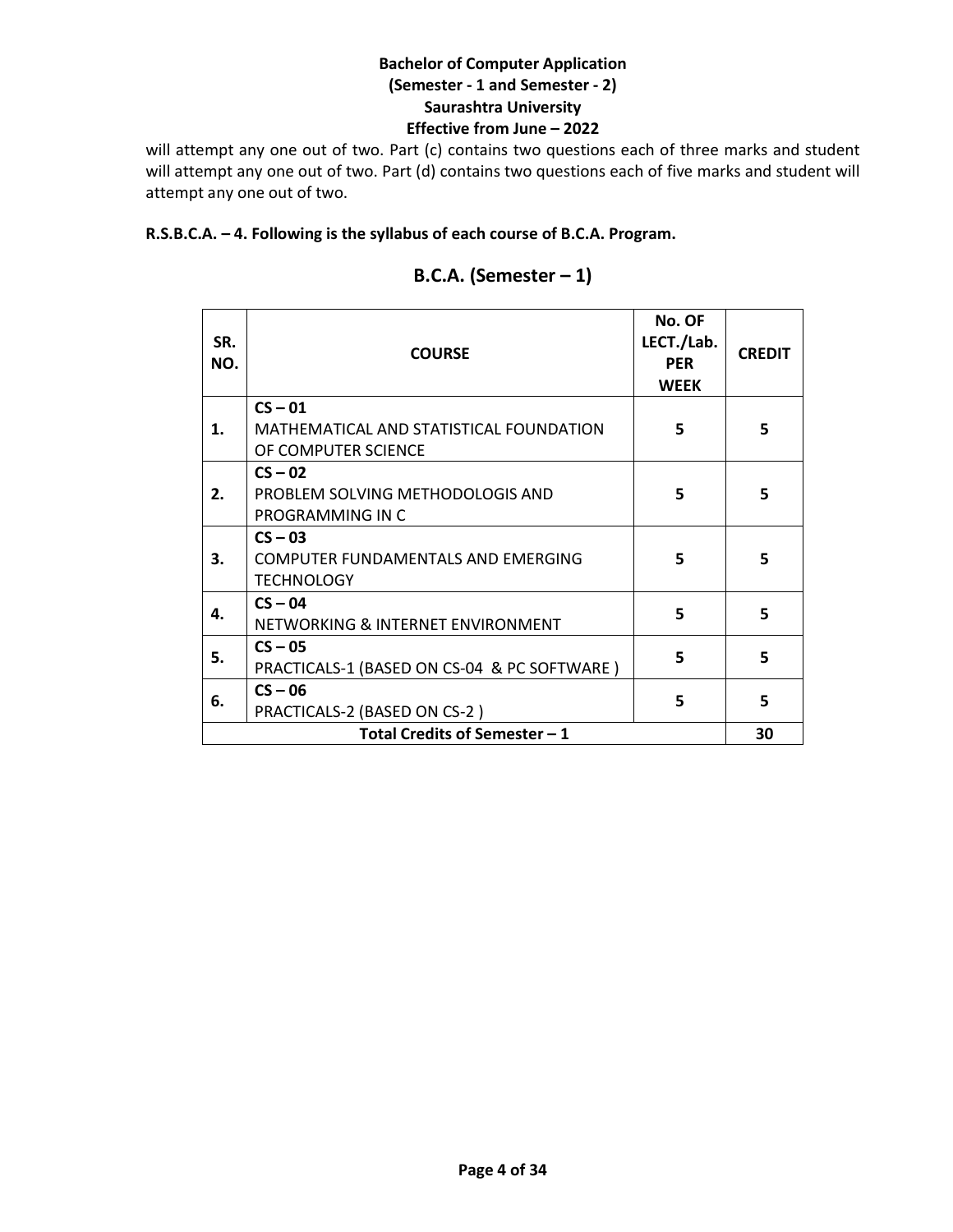will attempt any one out of two. Part (c) contains two questions each of three marks and student will attempt any one out of two. Part (d) contains two questions each of five marks and student will attempt any one out of two.

**R.S.B.C.A. – 4. Following is the syllabus of each course of B.C.A. Program.**

## B.C.A. (Semester – 1)

| SR. NO. | COURSE | No. OF LECT./Lab. PER WEEK | CREDIT |
|---|---|---|---|
| 1. | **CS – 01**<br>MATHEMATICAL AND STATISTICAL FOUNDATION OF COMPUTER SCIENCE | 5 | 5 |
| 2. | **CS – 02**<br>PROBLEM SOLVING METHODOLOGIS AND PROGRAMMING IN C | 5 | 5 |
| 3. | **CS – 03**<br>COMPUTER FUNDAMENTALS AND EMERGING TECHNOLOGY | 5 | 5 |
| 4. | **CS – 04**<br>NETWORKING & INTERNET ENVIRONMENT | 5 | 5 |
| 5. | **CS – 05**<br>PRACTICALS-1 (BASED ON CS-04 & PC SOFTWARE ) | 5 | 5 |
| 6. | **CS – 06**<br>PRACTICALS-2 (BASED ON CS-2 ) | 5 | 5 |
| **Total Credits of Semester – 1** | | | **30** |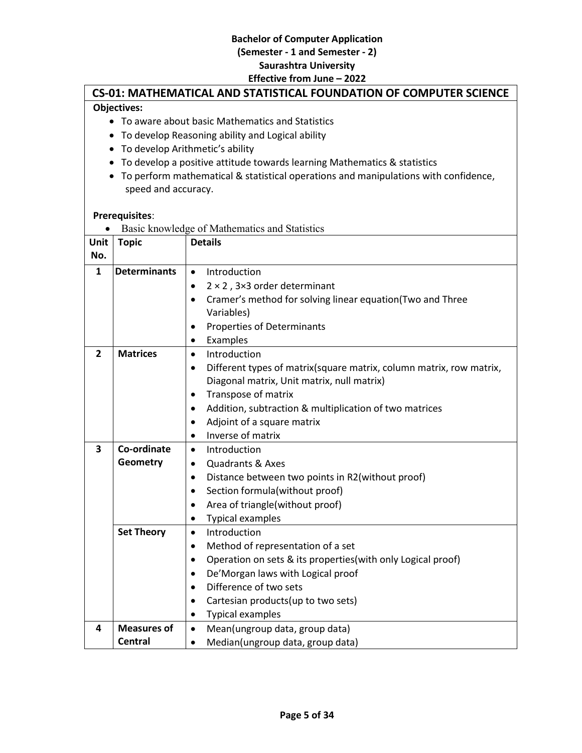**Bachelor of Computer Application**
**(Semester - 1 and Semester - 2)**
**Saurashtra University**
**Effective from June – 2022**

## CS-01: MATHEMATICAL AND STATISTICAL FOUNDATION OF COMPUTER SCIENCE

**Objectives:**

- To aware about basic Mathematics and Statistics
- To develop Reasoning ability and Logical ability
- To develop Arithmetic's ability
- To develop a positive attitude towards learning Mathematics & statistics
- To perform mathematical & statistical operations and manipulations with confidence, speed and accuracy.

**Prerequisites**:

- Basic knowledge of Mathematics and Statistics

| Unit No. | Topic | Details |
|---|---|---|
| 1 | **Determinants** | • Introduction<br>• 2 × 2 , 3×3 order determinant<br>• Cramer's method for solving linear equation(Two and Three Variables)<br>• Properties of Determinants<br>• Examples |
| 2 | **Matrices** | • Introduction<br>• Different types of matrix(square matrix, column matrix, row matrix, Diagonal matrix, Unit matrix, null matrix)<br>• Transpose of matrix<br>• Addition, subtraction & multiplication of two matrices<br>• Adjoint of a square matrix<br>• Inverse of matrix |
| 3 | **Co-ordinate Geometry** | • Introduction<br>• Quadrants & Axes<br>• Distance between two points in R2(without proof)<br>• Section formula(without proof)<br>• Area of triangle(without proof)<br>• Typical examples |
| | **Set Theory** | • Introduction<br>• Method of representation of a set<br>• Operation on sets & its properties(with only Logical proof)<br>• De'Morgan laws with Logical proof<br>• Difference of two sets<br>• Cartesian products(up to two sets)<br>• Typical examples |
| 4 | **Measures of Central** | • Mean(ungroup data, group data)<br>• Median(ungroup data, group data) |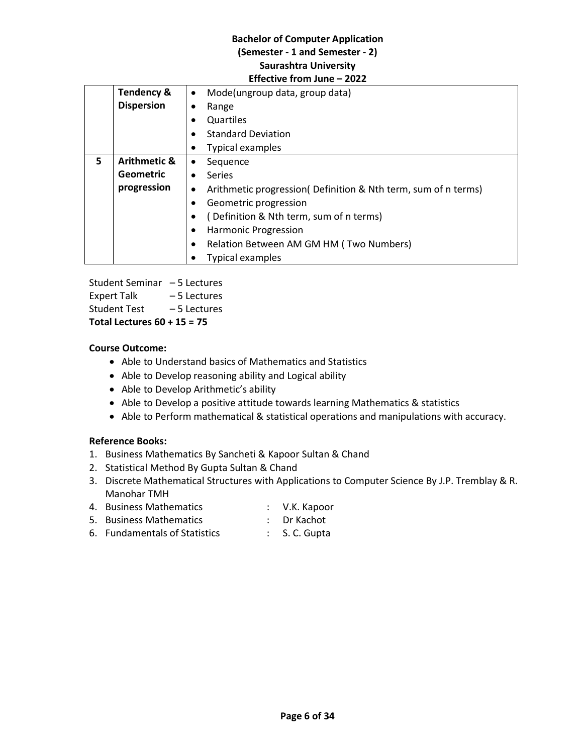| | | |
|---|---|---|
| | **Tendency & Dispersion** | • Mode(ungroup data, group data)<br>• Range<br>• Quartiles<br>• Standard Deviation<br>• Typical examples |
| **5** | **Arithmetic & Geometric progression** | • Sequence<br>• Series<br>• Arithmetic progression( Definition & Nth term, sum of n terms)<br>• Geometric progression<br>• ( Definition & Nth term, sum of n terms)<br>• Harmonic Progression<br>• Relation Between AM GM HM ( Two Numbers)<br>• Typical examples |

Student Seminar – 5 Lectures
Expert Talk – 5 Lectures
Student Test – 5 Lectures
**Total Lectures 60 + 15 = 75**

**Course Outcome:**

- Able to Understand basics of Mathematics and Statistics
- Able to Develop reasoning ability and Logical ability
- Able to Develop Arithmetic's ability
- Able to Develop a positive attitude towards learning Mathematics & statistics
- Able to Perform mathematical & statistical operations and manipulations with accuracy.

**Reference Books:**

1. Business Mathematics By Sancheti & Kapoor Sultan & Chand
2. Statistical Method By Gupta Sultan & Chand
3. Discrete Mathematical Structures with Applications to Computer Science By J.P. Tremblay & R. Manohar TMH
4. Business Mathematics : V.K. Kapoor
5. Business Mathematics : Dr Kachot
6. Fundamentals of Statistics : S. C. Gupta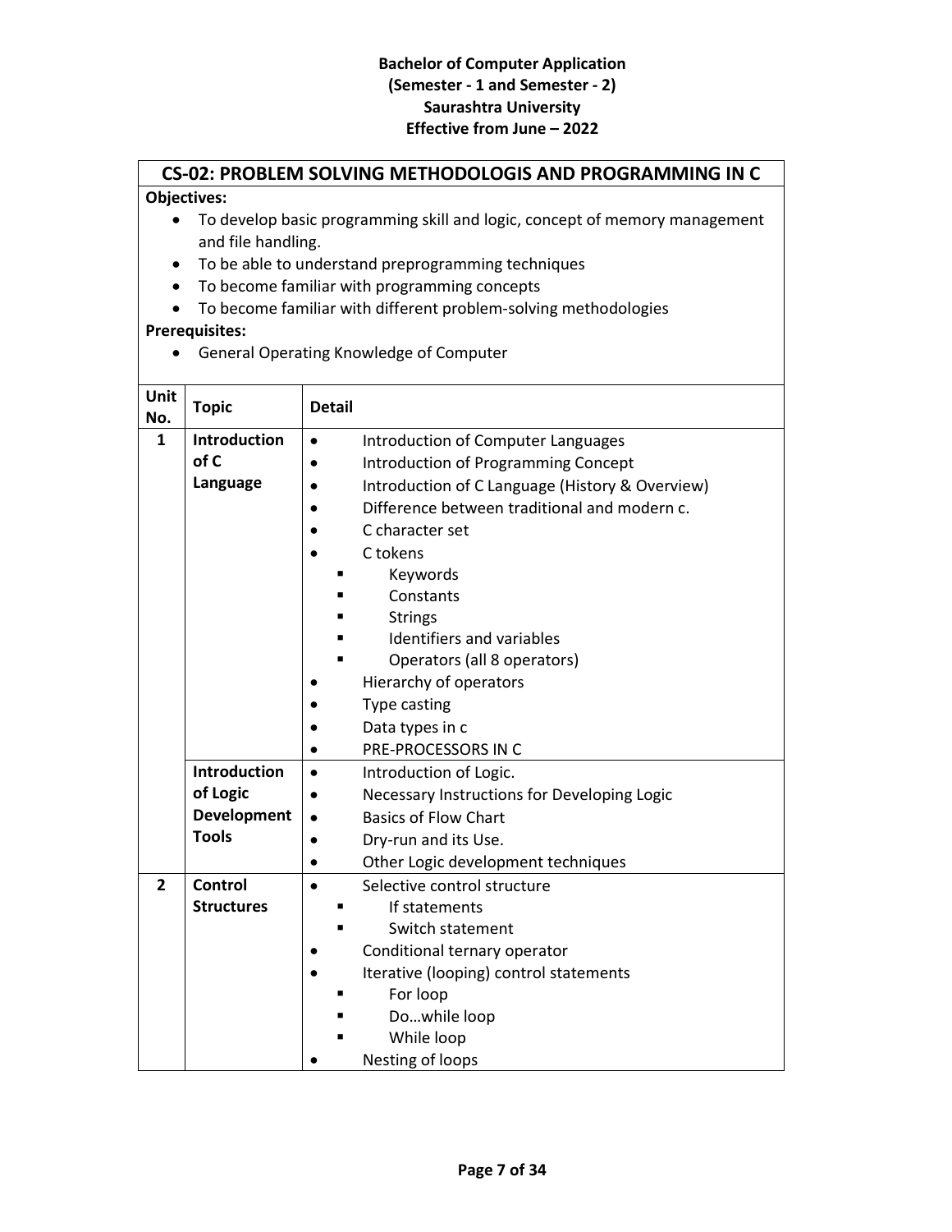**Bachelor of Computer Application**
**(Semester - 1 and Semester - 2)**
**Saurashtra University**
**Effective from June – 2022**

## CS-02: PROBLEM SOLVING METHODOLOGIS AND PROGRAMMING IN C

**Objectives:**

- To develop basic programming skill and logic, concept of memory management and file handling.
- To be able to understand preprogramming techniques
- To become familiar with programming concepts
- To become familiar with different problem-solving methodologies

**Prerequisites:**

- General Operating Knowledge of Computer

| Unit No. | Topic | Detail |
|---|---|---|
| 1 | **Introduction of C Language** | • Introduction of Computer Languages<br>• Introduction of Programming Concept<br>• Introduction of C Language (History & Overview)<br>• Difference between traditional and modern c.<br>• C character set<br>• C tokens<br>&nbsp;&nbsp;▪ Keywords<br>&nbsp;&nbsp;▪ Constants<br>&nbsp;&nbsp;▪ Strings<br>&nbsp;&nbsp;▪ Identifiers and variables<br>&nbsp;&nbsp;▪ Operators (all 8 operators)<br>• Hierarchy of operators<br>• Type casting<br>• Data types in c<br>• PRE-PROCESSORS IN C |
| | **Introduction of Logic Development Tools** | • Introduction of Logic.<br>• Necessary Instructions for Developing Logic<br>• Basics of Flow Chart<br>• Dry-run and its Use.<br>• Other Logic development techniques |
| 2 | **Control Structures** | • Selective control structure<br>&nbsp;&nbsp;▪ If statements<br>&nbsp;&nbsp;▪ Switch statement<br>• Conditional ternary operator<br>• Iterative (looping) control statements<br>&nbsp;&nbsp;▪ For loop<br>&nbsp;&nbsp;▪ Do…while loop<br>&nbsp;&nbsp;▪ While loop<br>• Nesting of loops |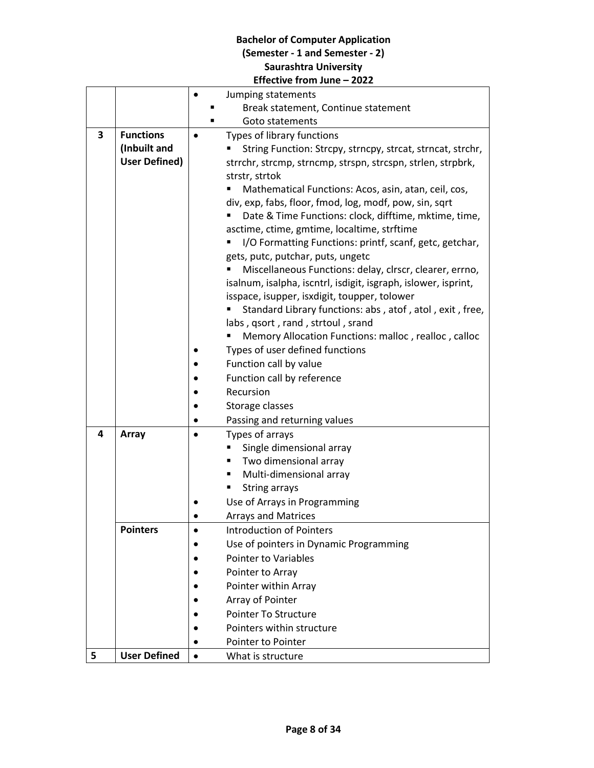| | | |
|---|---|---|
| | | • Jumping statements<br>▪ Break statement, Continue statement<br>▪ Goto statements |
| **3** | **Functions (Inbuilt and User Defined)** | • Types of library functions<br>▪ String Function: Strcpy, strncpy, strcat, strncat, strchr, strrchr, strcmp, strncmp, strspn, strcspn, strlen, strpbrk, strstr, strtok<br>▪ Mathematical Functions: Acos, asin, atan, ceil, cos, div, exp, fabs, floor, fmod, log, modf, pow, sin, sqrt<br>▪ Date & Time Functions: clock, difftime, mktime, time, asctime, ctime, gmtime, localtime, strftime<br>▪ I/O Formatting Functions: printf, scanf, getc, getchar, gets, putc, putchar, puts, ungetc<br>▪ Miscellaneous Functions: delay, clrscr, clearer, errno, isalnum, isalpha, iscntrl, isdigit, isgraph, islower, isprint, isspace, isupper, isxdigit, toupper, tolower<br>▪ Standard Library functions: abs , atof , atol , exit , free, labs , qsort , rand , strtoul , srand<br>▪ Memory Allocation Functions: malloc , realloc , calloc<br>• Types of user defined functions<br>• Function call by value<br>• Function call by reference<br>• Recursion<br>• Storage classes<br>• Passing and returning values |
| **4** | **Array** | • Types of arrays<br>▪ Single dimensional array<br>▪ Two dimensional array<br>▪ Multi-dimensional array<br>▪ String arrays<br>• Use of Arrays in Programming<br>• Arrays and Matrices |
| | **Pointers** | • Introduction of Pointers<br>• Use of pointers in Dynamic Programming<br>• Pointer to Variables<br>• Pointer to Array<br>• Pointer within Array<br>• Array of Pointer<br>• Pointer To Structure<br>• Pointers within structure<br>• Pointer to Pointer |
| **5** | **User Defined** | • What is structure |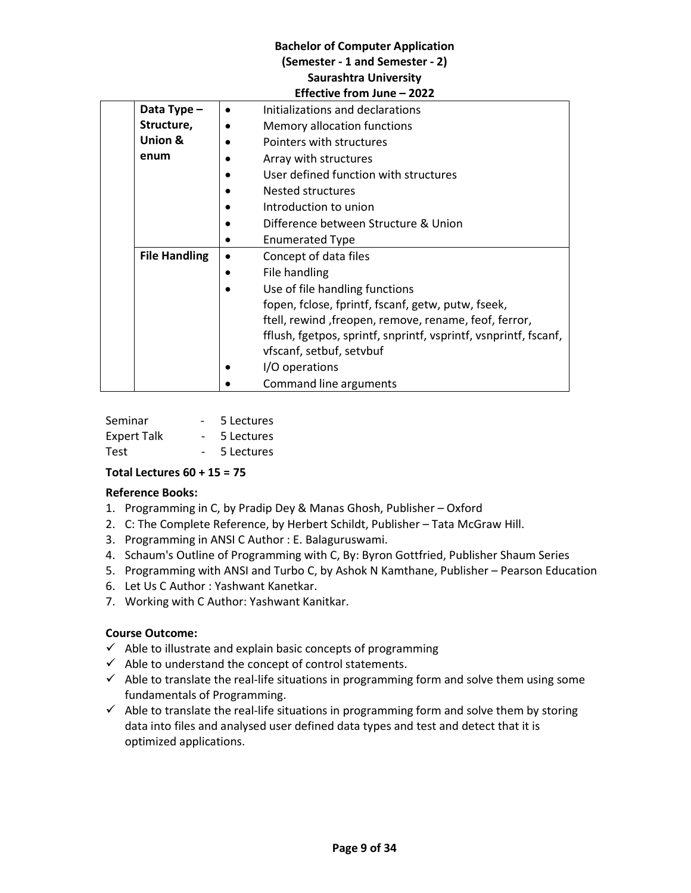| | | |
|---|---|---|
| | **Data Type – Structure, Union & enum** | • Initializations and declarations<br>• Memory allocation functions<br>• Pointers with structures<br>• Array with structures<br>• User defined function with structures<br>• Nested structures<br>• Introduction to union<br>• Difference between Structure & Union<br>• Enumerated Type |
| | **File Handling** | • Concept of data files<br>• File handling<br>• Use of file handling functions<br>fopen, fclose, fprintf, fscanf, getw, putw, fseek, ftell, rewind ,freopen, remove, rename, feof, ferror, fflush, fgetpos, sprintf, snprintf, vsprintf, vsnprintf, fscanf, vfscanf, setbuf, setvbuf<br>• I/O operations<br>• Command line arguments |

Seminar - 5 Lectures
Expert Talk - 5 Lectures
Test - 5 Lectures

**Total Lectures 60 + 15 = 75**

**Reference Books:**

1. Programming in C, by Pradip Dey & Manas Ghosh, Publisher – Oxford
2. C: The Complete Reference, by Herbert Schildt, Publisher – Tata McGraw Hill.
3. Programming in ANSI C Author : E. Balaguruswami.
4. Schaum's Outline of Programming with C, By: Byron Gottfried, Publisher Shaum Series
5. Programming with ANSI and Turbo C, by Ashok N Kamthane, Publisher – Pearson Education
6. Let Us C Author : Yashwant Kanetkar.
7. Working with C Author: Yashwant Kanitkar.

**Course Outcome:**

- ✓ Able to illustrate and explain basic concepts of programming
- ✓ Able to understand the concept of control statements.
- ✓ Able to translate the real-life situations in programming form and solve them using some fundamentals of Programming.
- ✓ Able to translate the real-life situations in programming form and solve them by storing data into files and analysed user defined data types and test and detect that it is optimized applications.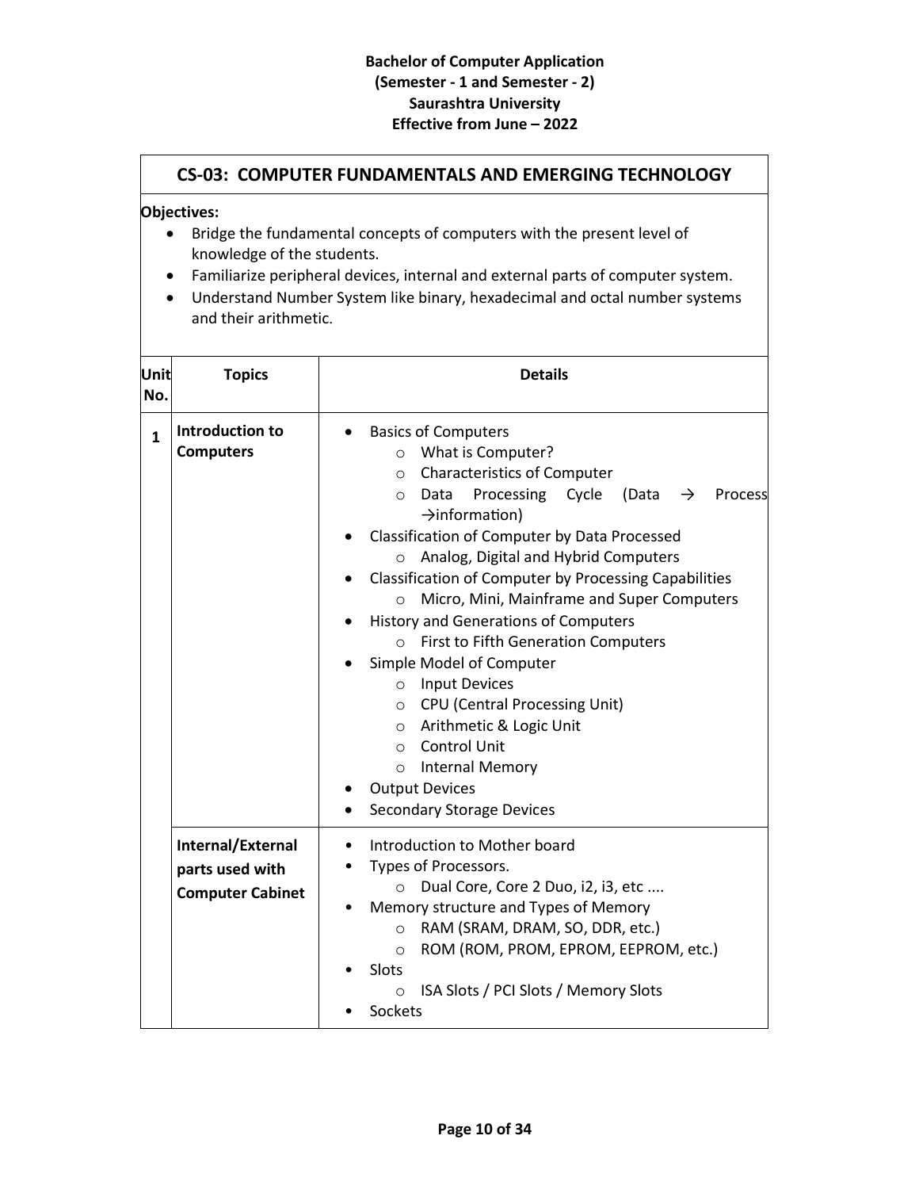**Bachelor of Computer Application**
**(Semester - 1 and Semester - 2)**
**Saurashtra University**
**Effective from June – 2022**

## CS-03: COMPUTER FUNDAMENTALS AND EMERGING TECHNOLOGY

**Objectives:**

- Bridge the fundamental concepts of computers with the present level of knowledge of the students.
- Familiarize peripheral devices, internal and external parts of computer system.
- Understand Number System like binary, hexadecimal and octal number systems and their arithmetic.

| Unit No. | Topics | Details |
|---|---|---|
| 1 | **Introduction to Computers** | • Basics of Computers<br>&nbsp;&nbsp;&nbsp;&nbsp;○ What is Computer?<br>&nbsp;&nbsp;&nbsp;&nbsp;○ Characteristics of Computer<br>&nbsp;&nbsp;&nbsp;&nbsp;○ Data Processing Cycle (Data → Process →information)<br>• Classification of Computer by Data Processed<br>&nbsp;&nbsp;&nbsp;&nbsp;○ Analog, Digital and Hybrid Computers<br>• Classification of Computer by Processing Capabilities<br>&nbsp;&nbsp;&nbsp;&nbsp;○ Micro, Mini, Mainframe and Super Computers<br>• History and Generations of Computers<br>&nbsp;&nbsp;&nbsp;&nbsp;○ First to Fifth Generation Computers<br>• Simple Model of Computer<br>&nbsp;&nbsp;&nbsp;&nbsp;○ Input Devices<br>&nbsp;&nbsp;&nbsp;&nbsp;○ CPU (Central Processing Unit)<br>&nbsp;&nbsp;&nbsp;&nbsp;○ Arithmetic & Logic Unit<br>&nbsp;&nbsp;&nbsp;&nbsp;○ Control Unit<br>&nbsp;&nbsp;&nbsp;&nbsp;○ Internal Memory<br>• Output Devices<br>• Secondary Storage Devices |
| | **Internal/External parts used with Computer Cabinet** | • Introduction to Mother board<br>• Types of Processors.<br>&nbsp;&nbsp;&nbsp;&nbsp;○ Dual Core, Core 2 Duo, i2, i3, etc ....<br>• Memory structure and Types of Memory<br>&nbsp;&nbsp;&nbsp;&nbsp;○ RAM (SRAM, DRAM, SO, DDR, etc.)<br>&nbsp;&nbsp;&nbsp;&nbsp;○ ROM (ROM, PROM, EPROM, EEPROM, etc.)<br>• Slots<br>&nbsp;&nbsp;&nbsp;&nbsp;○ ISA Slots / PCI Slots / Memory Slots<br>• Sockets |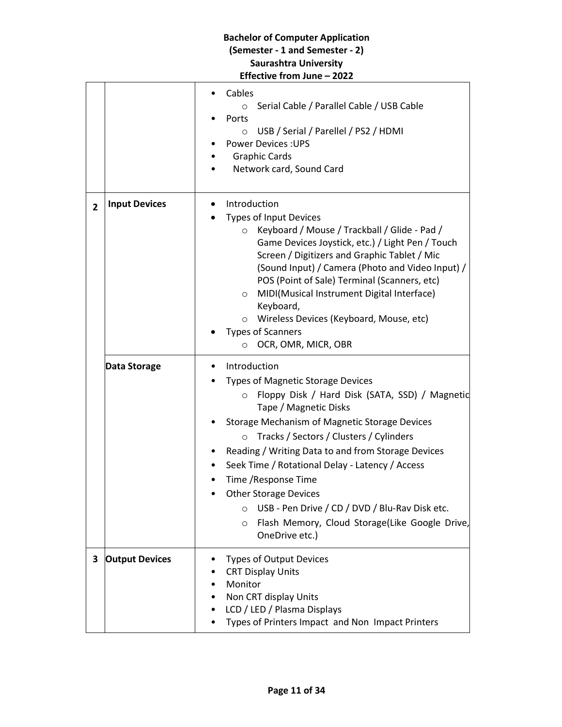| | | |
|---|---|---|
| | | • Cables<br>  ○ Serial Cable / Parallel Cable / USB Cable<br>• Ports<br>  ○ USB / Serial / Parellel / PS2 / HDMI<br>• Power Devices :UPS<br>• Graphic Cards<br>• Network card, Sound Card |
| **2** | **Input Devices** | • Introduction<br>• Types of Input Devices<br>  ○ Keyboard / Mouse / Trackball / Glide - Pad / Game Devices Joystick, etc.) / Light Pen / Touch Screen / Digitizers and Graphic Tablet / Mic (Sound Input) / Camera (Photo and Video Input) / POS (Point of Sale) Terminal (Scanners, etc)<br>  ○ MIDI(Musical Instrument Digital Interface) Keyboard,<br>  ○ Wireless Devices (Keyboard, Mouse, etc)<br>• Types of Scanners<br>  ○ OCR, OMR, MICR, OBR |
| | **Data Storage** | • Introduction<br>• Types of Magnetic Storage Devices<br>  ○ Floppy Disk / Hard Disk (SATA, SSD) / Magnetic Tape / Magnetic Disks<br>• Storage Mechanism of Magnetic Storage Devices<br>  ○ Tracks / Sectors / Clusters / Cylinders<br>• Reading / Writing Data to and from Storage Devices<br>• Seek Time / Rotational Delay - Latency / Access<br>• Time /Response Time<br>• Other Storage Devices<br>  ○ USB - Pen Drive / CD / DVD / Blu-Rav Disk etc.<br>  ○ Flash Memory, Cloud Storage(Like Google Drive, OneDrive etc.) |
| **3** | **Output Devices** | • Types of Output Devices<br>• CRT Display Units<br>• Monitor<br>• Non CRT display Units<br>• LCD / LED / Plasma Displays<br>• Types of Printers Impact and Non Impact Printers |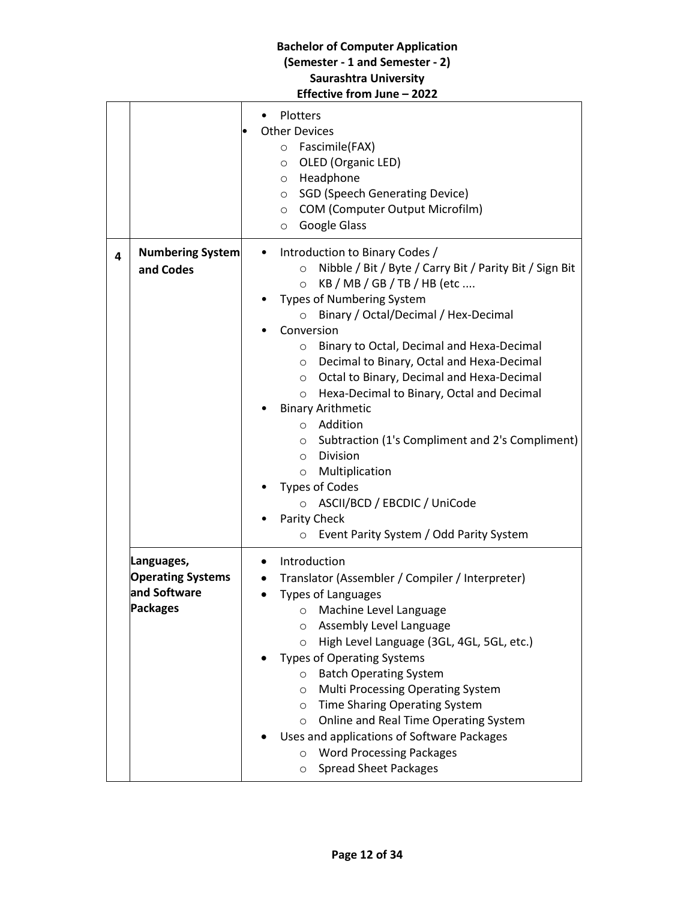| | | |
|---|---|---|
| | | • Plotters<br>• Other Devices<br>  ○ Fascimile(FAX)<br>  ○ OLED (Organic LED)<br>  ○ Headphone<br>  ○ SGD (Speech Generating Device)<br>  ○ COM (Computer Output Microfilm)<br>  ○ Google Glass |
| 4 | **Numbering System and Codes** | • Introduction to Binary Codes /<br>  ○ Nibble / Bit / Byte / Carry Bit / Parity Bit / Sign Bit<br>  ○ KB / MB / GB / TB / HB (etc ....<br>• Types of Numbering System<br>  ○ Binary / Octal/Decimal / Hex-Decimal<br>• Conversion<br>  ○ Binary to Octal, Decimal and Hexa-Decimal<br>  ○ Decimal to Binary, Octal and Hexa-Decimal<br>  ○ Octal to Binary, Decimal and Hexa-Decimal<br>  ○ Hexa-Decimal to Binary, Octal and Decimal<br>• Binary Arithmetic<br>  ○ Addition<br>  ○ Subtraction (1's Compliment and 2's Compliment)<br>  ○ Division<br>  ○ Multiplication<br>• Types of Codes<br>  ○ ASCII/BCD / EBCDIC / UniCode<br>• Parity Check<br>  ○ Event Parity System / Odd Parity System |
| | **Languages, Operating Systems and Software Packages** | • Introduction<br>• Translator (Assembler / Compiler / Interpreter)<br>• Types of Languages<br>  ○ Machine Level Language<br>  ○ Assembly Level Language<br>  ○ High Level Language (3GL, 4GL, 5GL, etc.)<br>• Types of Operating Systems<br>  ○ Batch Operating System<br>  ○ Multi Processing Operating System<br>  ○ Time Sharing Operating System<br>  ○ Online and Real Time Operating System<br>• Uses and applications of Software Packages<br>  ○ Word Processing Packages<br>  ○ Spread Sheet Packages |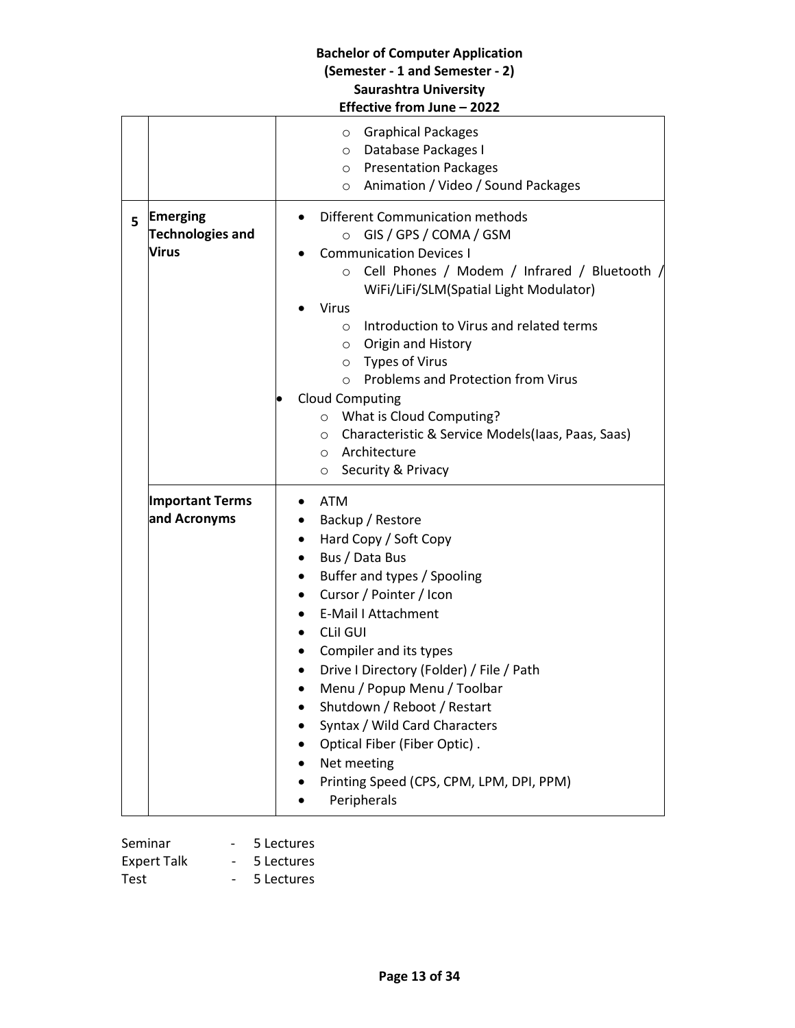| | | |
|---|---|---|
| | | ○ Graphical Packages<br>○ Database Packages I<br>○ Presentation Packages<br>○ Animation / Video / Sound Packages |
| 5 | **Emerging Technologies and Virus** | • Different Communication methods<br>○ GIS / GPS / COMA / GSM<br>• Communication Devices I<br>○ Cell Phones / Modem / Infrared / Bluetooth / WiFi/LiFi/SLM(Spatial Light Modulator)<br>• Virus<br>○ Introduction to Virus and related terms<br>○ Origin and History<br>○ Types of Virus<br>○ Problems and Protection from Virus<br>• Cloud Computing<br>○ What is Cloud Computing?<br>○ Characteristic & Service Models(Iaas, Paas, Saas)<br>○ Architecture<br>○ Security & Privacy |
| | **Important Terms and Acronyms** | • ATM<br>• Backup / Restore<br>• Hard Copy / Soft Copy<br>• Bus / Data Bus<br>• Buffer and types / Spooling<br>• Cursor / Pointer / Icon<br>• E-Mail I Attachment<br>• CLiI GUI<br>• Compiler and its types<br>• Drive I Directory (Folder) / File / Path<br>• Menu / Popup Menu / Toolbar<br>• Shutdown / Reboot / Restart<br>• Syntax / Wild Card Characters<br>• Optical Fiber (Fiber Optic) .<br>• Net meeting<br>• Printing Speed (CPS, CPM, LPM, DPI, PPM)<br>• Peripherals |

Seminar - 5 Lectures
Expert Talk - 5 Lectures
Test - 5 Lectures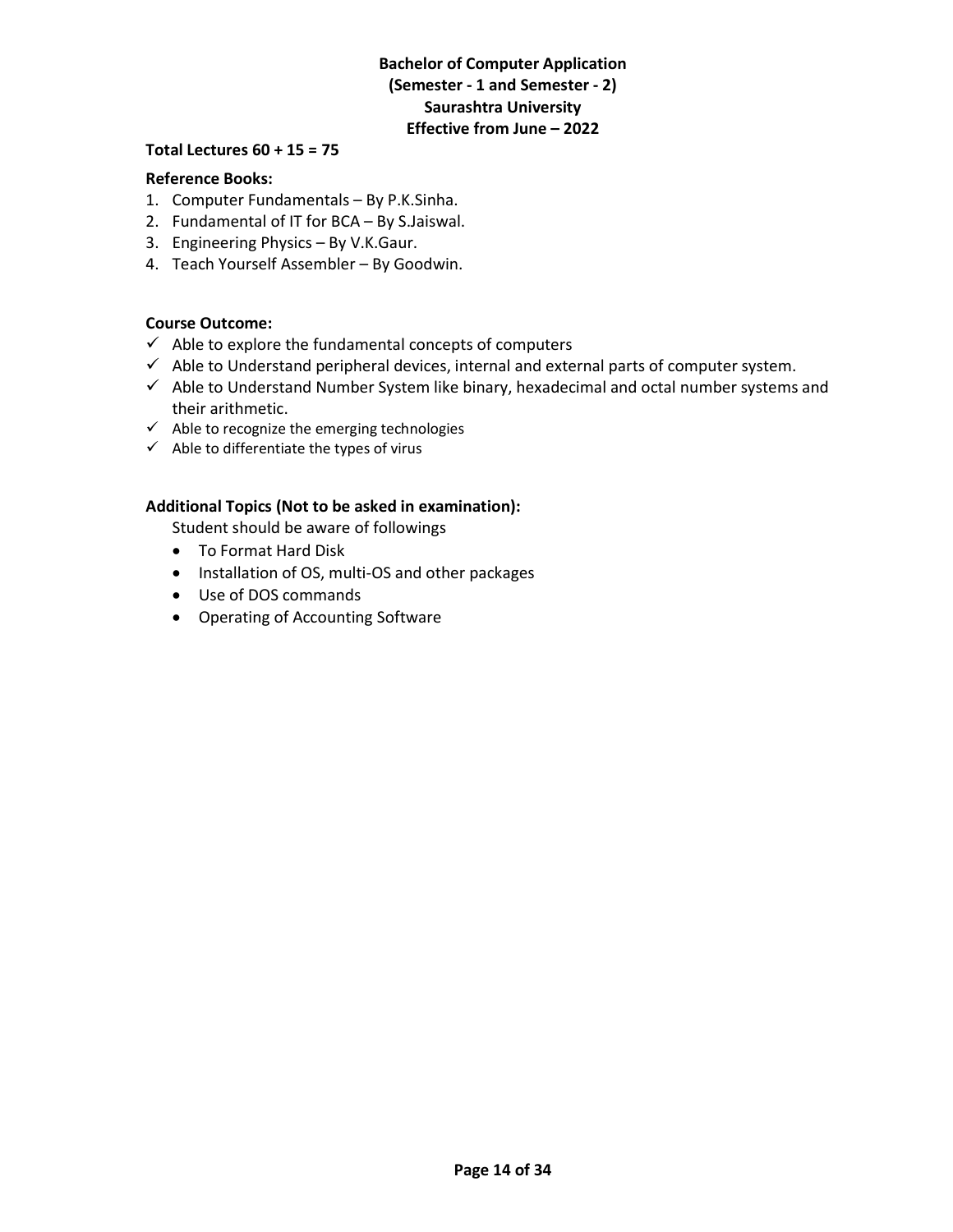**Total Lectures 60 + 15 = 75**

**Reference Books:**

1. Computer Fundamentals – By P.K.Sinha.
2. Fundamental of IT for BCA – By S.Jaiswal.
3. Engineering Physics – By V.K.Gaur.
4. Teach Yourself Assembler – By Goodwin.

**Course Outcome:**

- ✓ Able to explore the fundamental concepts of computers
- ✓ Able to Understand peripheral devices, internal and external parts of computer system.
- ✓ Able to Understand Number System like binary, hexadecimal and octal number systems and their arithmetic.
- ✓ Able to recognize the emerging technologies
- ✓ Able to differentiate the types of virus

**Additional Topics (Not to be asked in examination):**

Student should be aware of followings

- To Format Hard Disk
- Installation of OS, multi-OS and other packages
- Use of DOS commands
- Operating of Accounting Software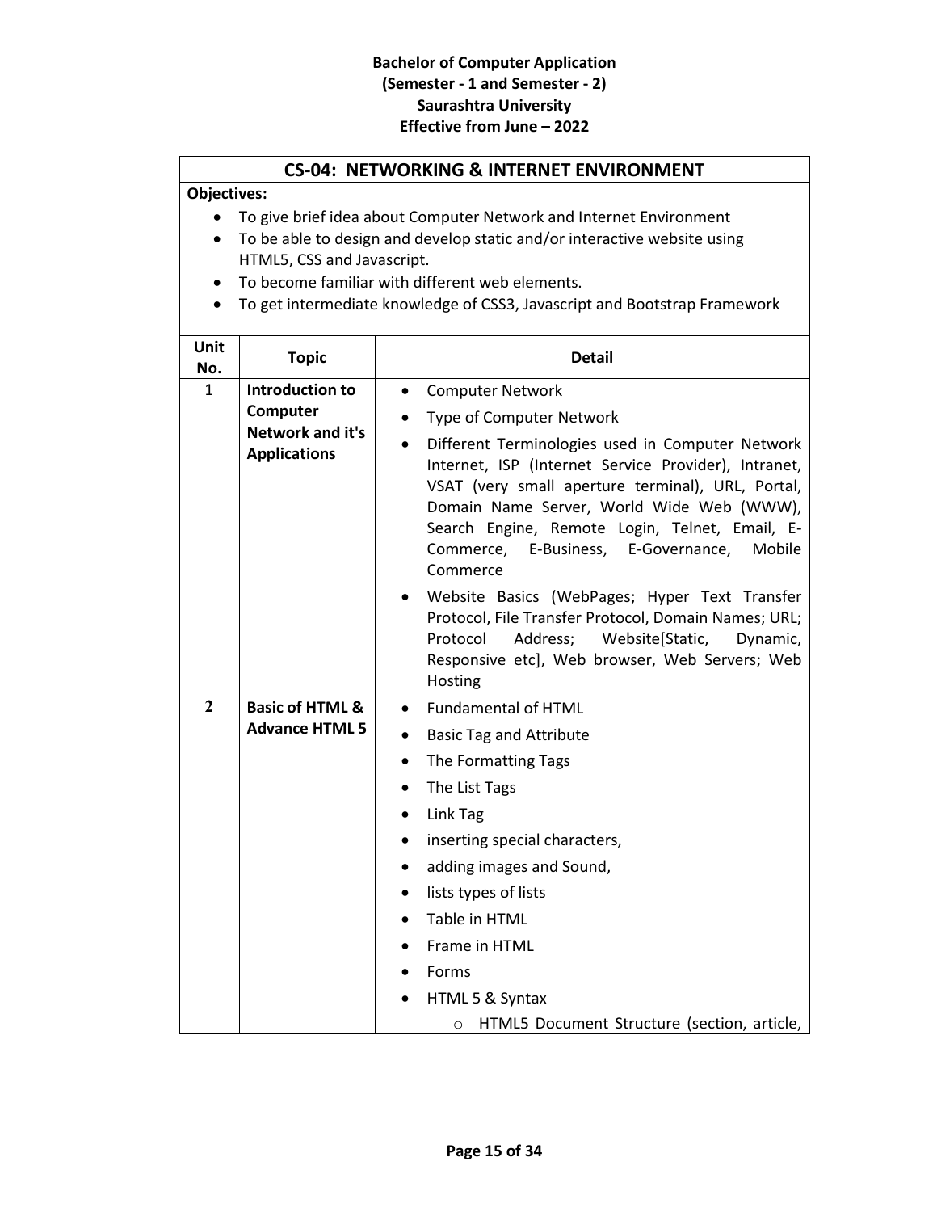**Bachelor of Computer Application**
**(Semester - 1 and Semester - 2)**
**Saurashtra University**
**Effective from June – 2022**

## CS-04: NETWORKING & INTERNET ENVIRONMENT

**Objectives:**

- To give brief idea about Computer Network and Internet Environment
- To be able to design and develop static and/or interactive website using HTML5, CSS and Javascript.
- To become familiar with different web elements.
- To get intermediate knowledge of CSS3, Javascript and Bootstrap Framework

| Unit No. | Topic | Detail |
| --- | --- | --- |
| 1 | **Introduction to Computer Network and it's Applications** | • Computer Network<br>• Type of Computer Network<br>• Different Terminologies used in Computer Network Internet, ISP (Internet Service Provider), Intranet, VSAT (very small aperture terminal), URL, Portal, Domain Name Server, World Wide Web (WWW), Search Engine, Remote Login, Telnet, Email, E-Commerce, E-Business, E-Governance, Mobile Commerce<br>• Website Basics (WebPages; Hyper Text Transfer Protocol, File Transfer Protocol, Domain Names; URL; Protocol Address; Website[Static, Dynamic, Responsive etc], Web browser, Web Servers; Web Hosting |
| **2** | **Basic of HTML & Advance HTML 5** | • Fundamental of HTML<br>• Basic Tag and Attribute<br>• The Formatting Tags<br>• The List Tags<br>• Link Tag<br>• inserting special characters,<br>• adding images and Sound,<br>• lists types of lists<br>• Table in HTML<br>• Frame in HTML<br>• Forms<br>• HTML 5 & Syntax<br>  ○ HTML5 Document Structure (section, article, |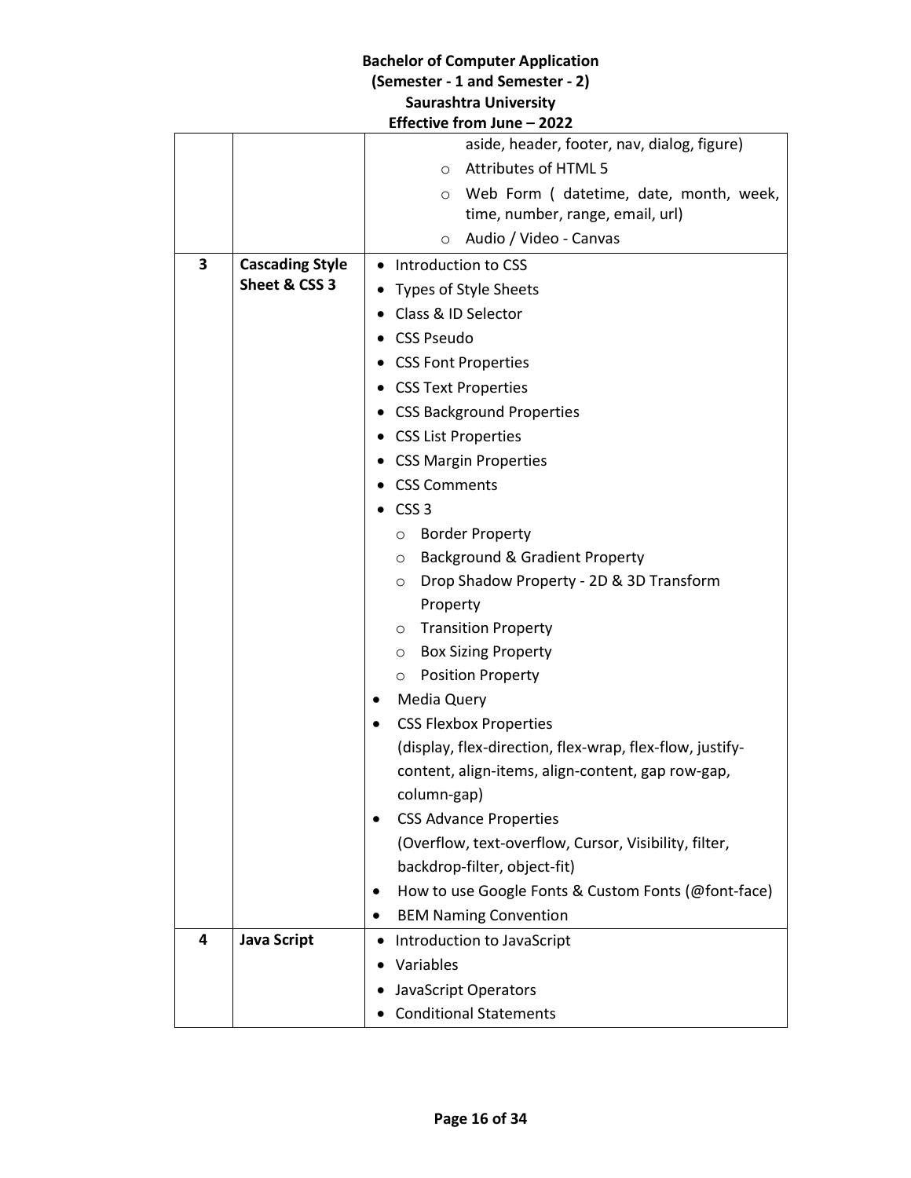| | | |
|---|---|---|
| | | aside, header, footer, nav, dialog, figure)<br>○ Attributes of HTML 5<br>○ Web Form ( datetime, date, month, week, time, number, range, email, url)<br>○ Audio / Video - Canvas |
| **3** | **Cascading Style Sheet & CSS 3** | • Introduction to CSS<br>• Types of Style Sheets<br>• Class & ID Selector<br>• CSS Pseudo<br>• CSS Font Properties<br>• CSS Text Properties<br>• CSS Background Properties<br>• CSS List Properties<br>• CSS Margin Properties<br>• CSS Comments<br>• CSS 3<br>○ Border Property<br>○ Background & Gradient Property<br>○ Drop Shadow Property - 2D & 3D Transform Property<br>○ Transition Property<br>○ Box Sizing Property<br>○ Position Property<br>• Media Query<br>• CSS Flexbox Properties (display, flex-direction, flex-wrap, flex-flow, justify-content, align-items, align-content, gap row-gap, column-gap)<br>• CSS Advance Properties (Overflow, text-overflow, Cursor, Visibility, filter, backdrop-filter, object-fit)<br>• How to use Google Fonts & Custom Fonts (@font-face)<br>• BEM Naming Convention |
| **4** | **Java Script** | • Introduction to JavaScript<br>• Variables<br>• JavaScript Operators<br>• Conditional Statements |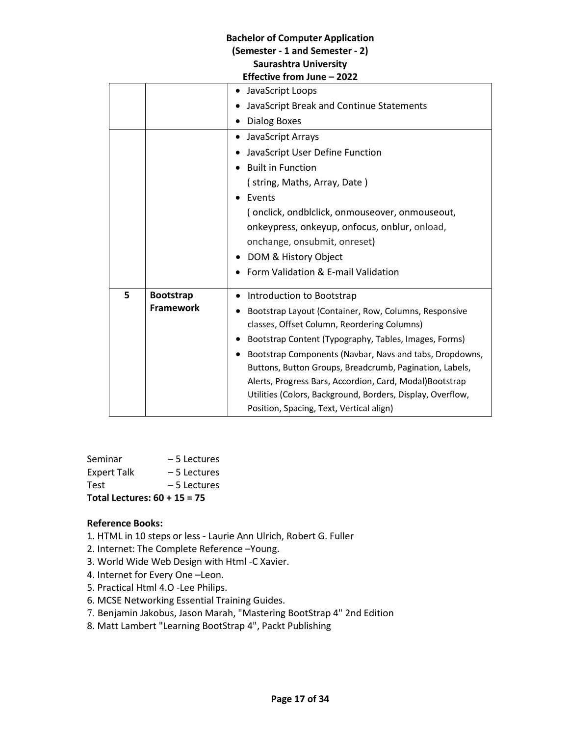| | | |
|---|---|---|
| | | • JavaScript Loops<br>• JavaScript Break and Continue Statements<br>• Dialog Boxes |
| | | • JavaScript Arrays<br>• JavaScript User Define Function<br>• Built in Function<br>( string, Maths, Array, Date )<br>• Events<br>( onclick, ondblclick, onmouseover, onmouseout, onkeypress, onkeyup, onfocus, onblur, onload, onchange, onsubmit, onreset)<br>• DOM & History Object<br>• Form Validation & E-mail Validation |
| **5** | **Bootstrap Framework** | • Introduction to Bootstrap<br>• Bootstrap Layout (Container, Row, Columns, Responsive classes, Offset Column, Reordering Columns)<br>• Bootstrap Content (Typography, Tables, Images, Forms)<br>• Bootstrap Components (Navbar, Navs and tabs, Dropdowns, Buttons, Button Groups, Breadcrumb, Pagination, Labels, Alerts, Progress Bars, Accordion, Card, Modal)Bootstrap Utilities (Colors, Background, Borders, Display, Overflow, Position, Spacing, Text, Vertical align) |

Seminar – 5 Lectures
Expert Talk – 5 Lectures
Test – 5 Lectures
**Total Lectures: 60 + 15 = 75**

**Reference Books:**

1. HTML in 10 steps or less - Laurie Ann Ulrich, Robert G. Fuller
2. Internet: The Complete Reference –Young.
3. World Wide Web Design with Html -C Xavier.
4. Internet for Every One –Leon.
5. Practical Html 4.O -Lee Philips.
6. MCSE Networking Essential Training Guides.
7. Benjamin Jakobus, Jason Marah, "Mastering BootStrap 4" 2nd Edition
8. Matt Lambert "Learning BootStrap 4", Packt Publishing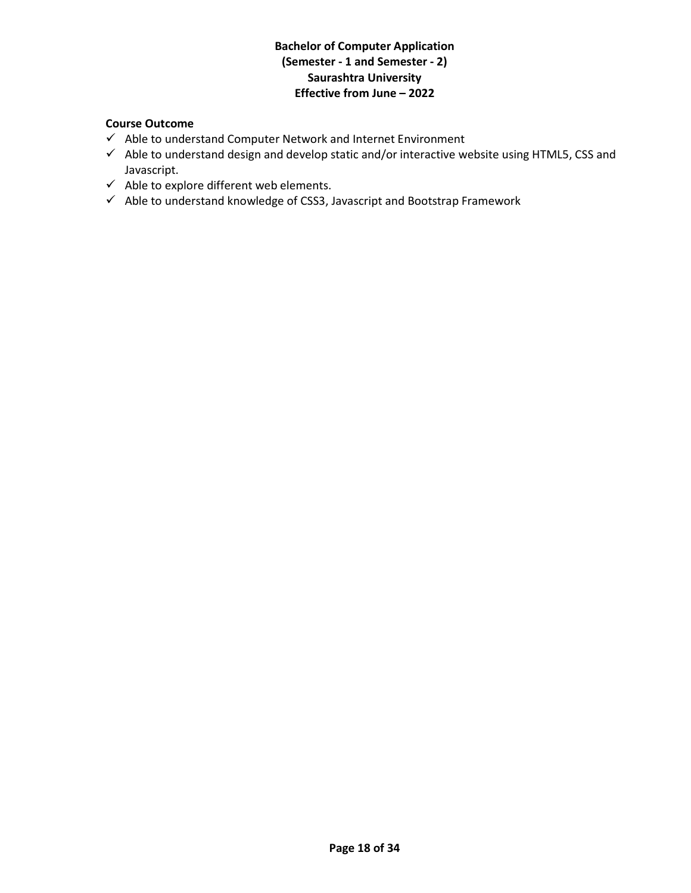**Course Outcome**

- ✓ Able to understand Computer Network and Internet Environment
- ✓ Able to understand design and develop static and/or interactive website using HTML5, CSS and Javascript.
- ✓ Able to explore different web elements.
- ✓ Able to understand knowledge of CSS3, Javascript and Bootstrap Framework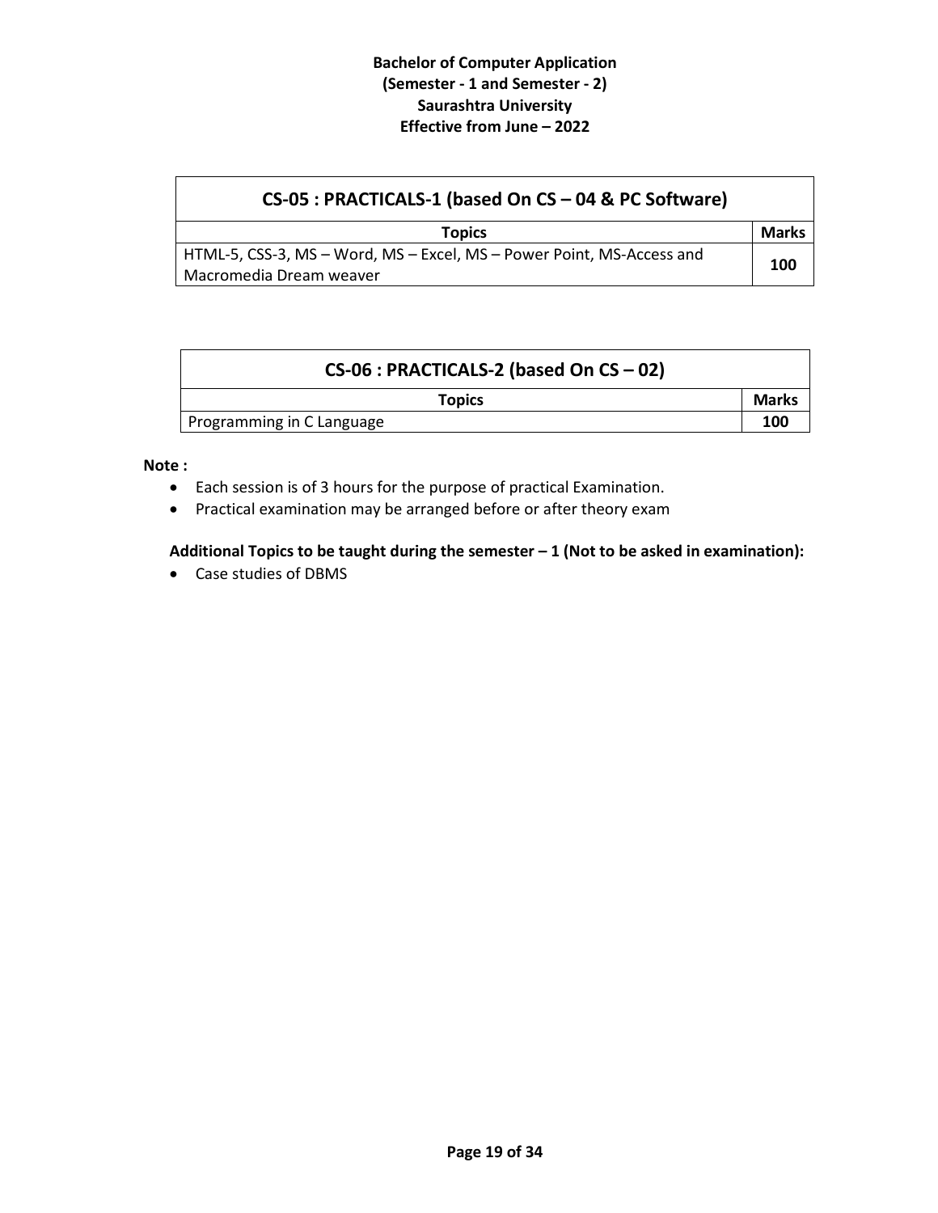| CS-05 : PRACTICALS-1 (based On CS – 04 & PC Software) | |
|---|---|
| **Topics** | **Marks** |
| HTML-5, CSS-3, MS – Word, MS – Excel, MS – Power Point, MS-Access and Macromedia Dream weaver | **100** |

| CS-06 : PRACTICALS-2 (based On CS – 02) | |
|---|---|
| **Topics** | **Marks** |
| Programming in C Language | **100** |

**Note :**

- Each session is of 3 hours for the purpose of practical Examination.
- Practical examination may be arranged before or after theory exam

**Additional Topics to be taught during the semester – 1 (Not to be asked in examination):**

- Case studies of DBMS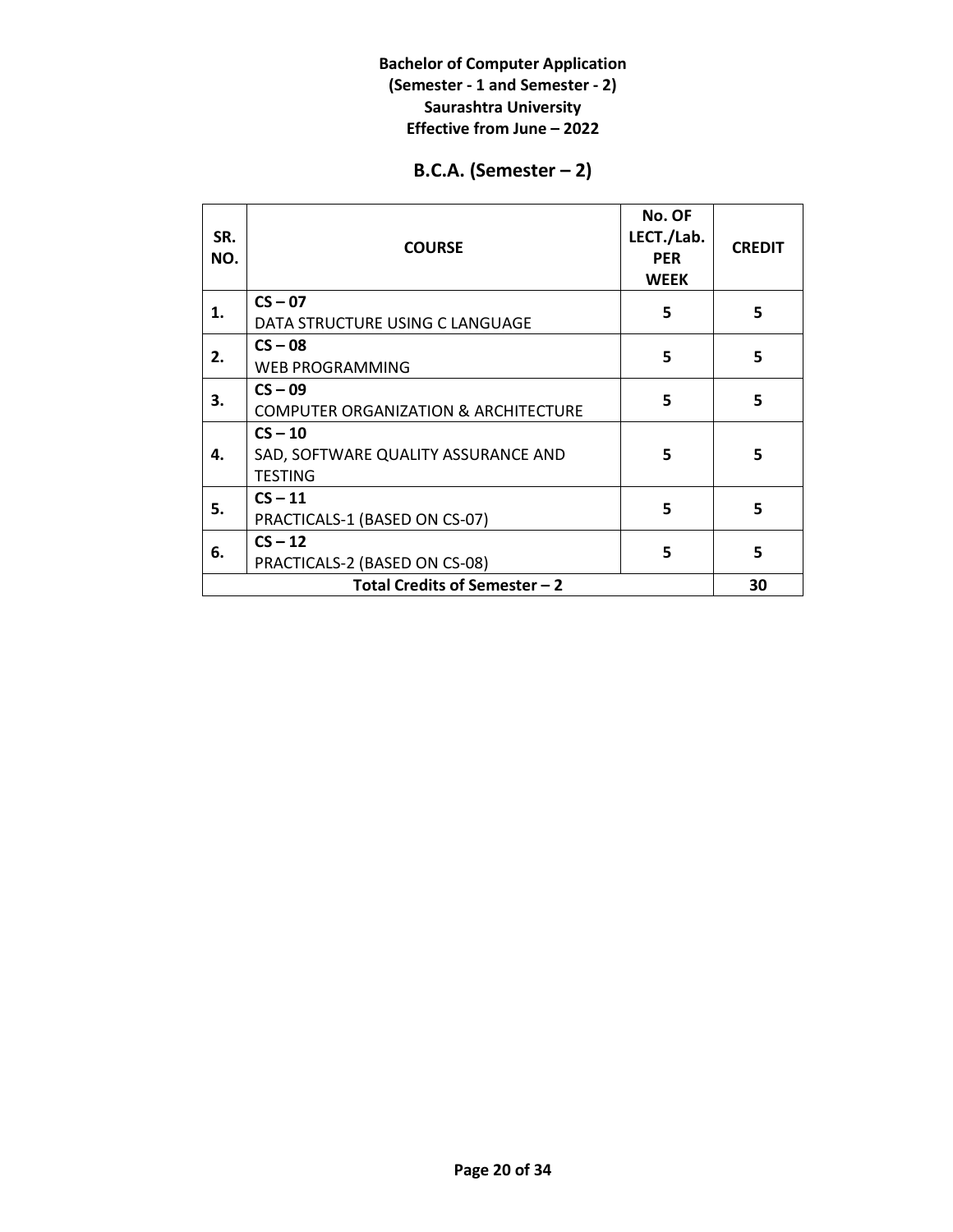**Bachelor of Computer Application**
**(Semester - 1 and Semester - 2)**
**Saurashtra University**
**Effective from June – 2022**

## B.C.A. (Semester – 2)

| SR. NO. | COURSE | No. OF LECT./Lab. PER WEEK | CREDIT |
|---|---|---|---|
| 1. | **CS – 07**<br>DATA STRUCTURE USING C LANGUAGE | 5 | 5 |
| 2. | **CS – 08**<br>WEB PROGRAMMING | 5 | 5 |
| 3. | **CS – 09**<br>COMPUTER ORGANIZATION & ARCHITECTURE | 5 | 5 |
| 4. | **CS – 10**<br>SAD, SOFTWARE QUALITY ASSURANCE AND TESTING | 5 | 5 |
| 5. | **CS – 11**<br>PRACTICALS-1 (BASED ON CS-07) | 5 | 5 |
| 6. | **CS – 12**<br>PRACTICALS-2 (BASED ON CS-08) | 5 | 5 |
| **Total Credits of Semester – 2** | | | **30** |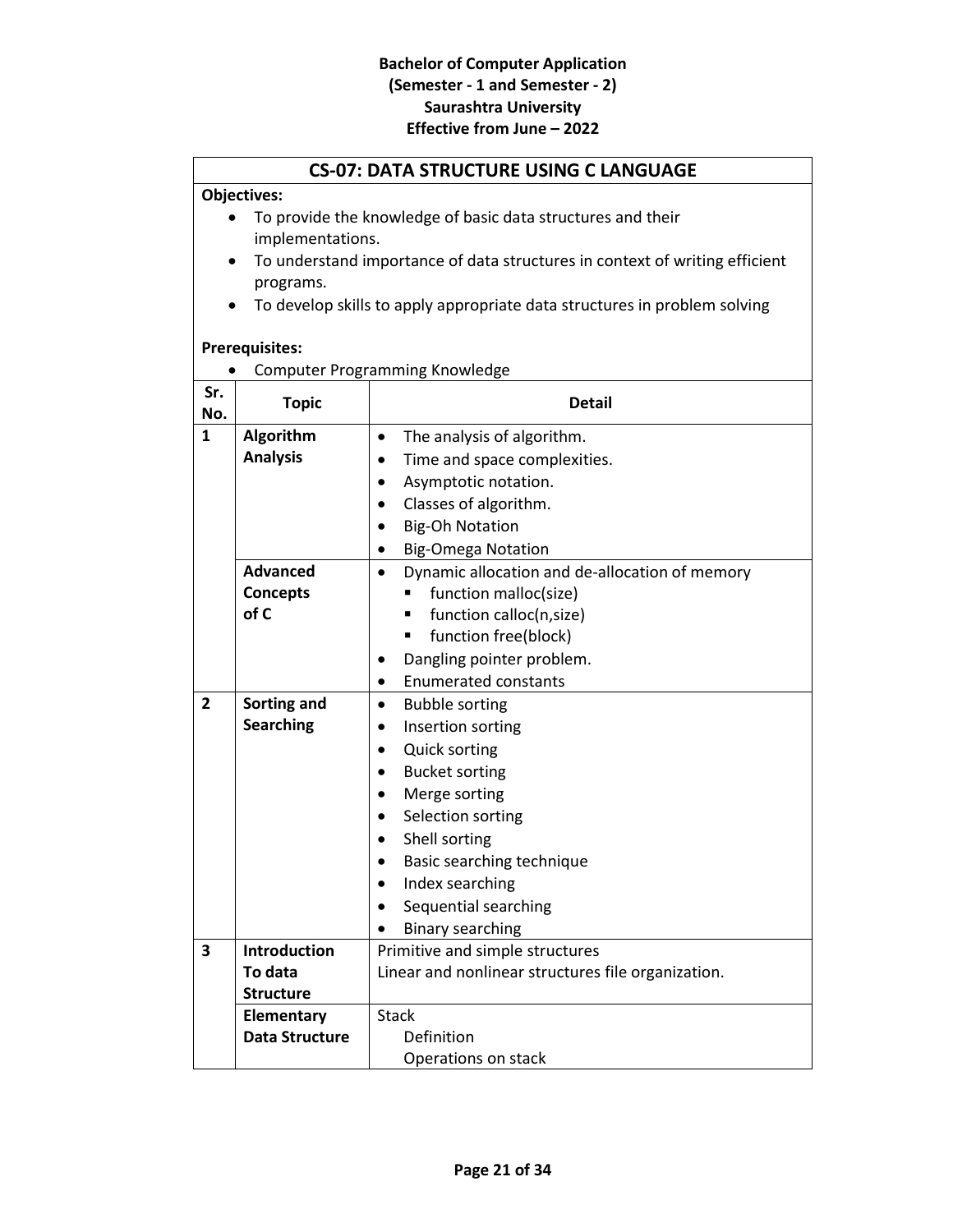**Bachelor of Computer Application**
**(Semester - 1 and Semester - 2)**
**Saurashtra University**
**Effective from June – 2022**

## CS-07: DATA STRUCTURE USING C LANGUAGE

**Objectives:**

- To provide the knowledge of basic data structures and their implementations.
- To understand importance of data structures in context of writing efficient programs.
- To develop skills to apply appropriate data structures in problem solving

**Prerequisites:**

- Computer Programming Knowledge

| Sr. No. | Topic | Detail |
|---|---|---|
| 1 | **Algorithm Analysis** | • The analysis of algorithm.<br>• Time and space complexities.<br>• Asymptotic notation.<br>• Classes of algorithm.<br>• Big-Oh Notation<br>• Big-Omega Notation |
| | **Advanced Concepts of C** | • Dynamic allocation and de-allocation of memory<br>&nbsp;&nbsp;▪ function malloc(size)<br>&nbsp;&nbsp;▪ function calloc(n,size)<br>&nbsp;&nbsp;▪ function free(block)<br>• Dangling pointer problem.<br>• Enumerated constants |
| 2 | **Sorting and Searching** | • Bubble sorting<br>• Insertion sorting<br>• Quick sorting<br>• Bucket sorting<br>• Merge sorting<br>• Selection sorting<br>• Shell sorting<br>• Basic searching technique<br>• Index searching<br>• Sequential searching<br>• Binary searching |
| 3 | **Introduction To data Structure** | Primitive and simple structures<br>Linear and nonlinear structures file organization. |
| | **Elementary Data Structure** | Stack<br>&nbsp;&nbsp;Definition<br>&nbsp;&nbsp;Operations on stack |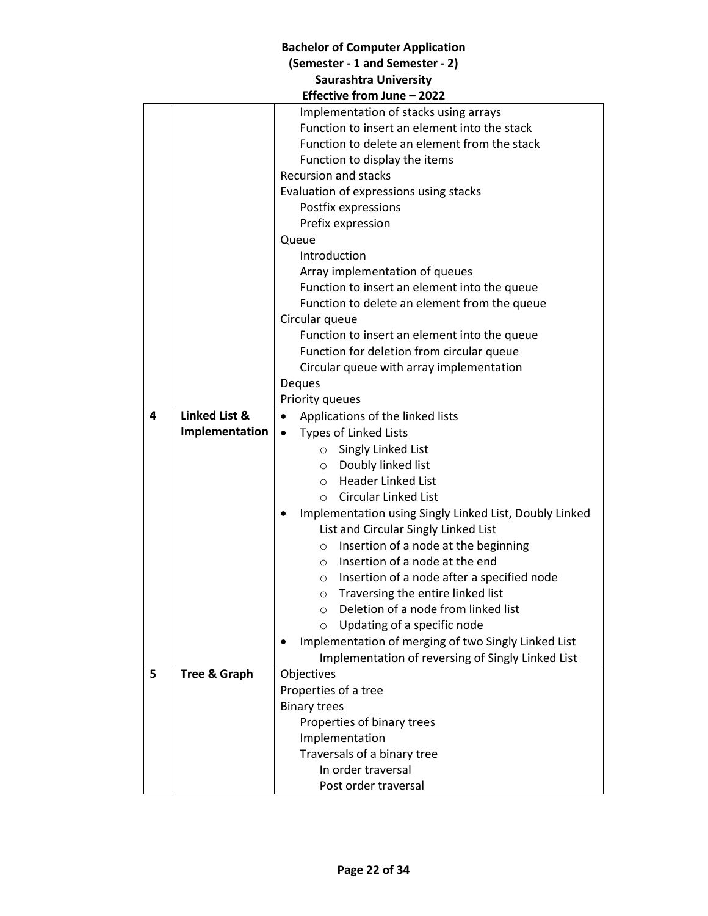| | | |
|---|---|---|
| | | Implementation of stacks using arrays<br>Function to insert an element into the stack<br>Function to delete an element from the stack<br>Function to display the items<br>Recursion and stacks<br>Evaluation of expressions using stacks<br>Postfix expressions<br>Prefix expression<br>Queue<br>Introduction<br>Array implementation of queues<br>Function to insert an element into the queue<br>Function to delete an element from the queue<br>Circular queue<br>Function to insert an element into the queue<br>Function for deletion from circular queue<br>Circular queue with array implementation<br>Deques<br>Priority queues |
| 4 | **Linked List & Implementation** | • Applications of the linked lists<br>• Types of Linked Lists<br>○ Singly Linked List<br>○ Doubly linked list<br>○ Header Linked List<br>○ Circular Linked List<br>• Implementation using Singly Linked List, Doubly Linked List and Circular Singly Linked List<br>○ Insertion of a node at the beginning<br>○ Insertion of a node at the end<br>○ Insertion of a node after a specified node<br>○ Traversing the entire linked list<br>○ Deletion of a node from linked list<br>○ Updating of a specific node<br>• Implementation of merging of two Singly Linked List<br>Implementation of reversing of Singly Linked List |
| 5 | **Tree & Graph** | Objectives<br>Properties of a tree<br>Binary trees<br>Properties of binary trees<br>Implementation<br>Traversals of a binary tree<br>In order traversal<br>Post order traversal |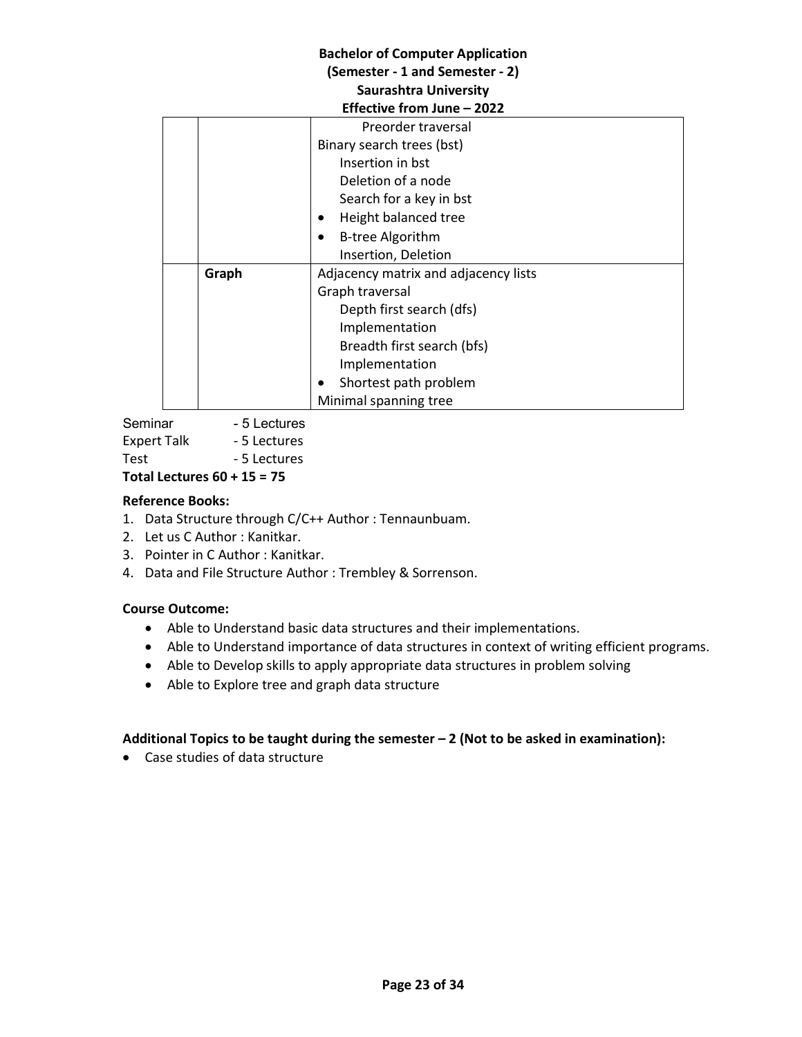| | | |
|---|---|---|
| | | Preorder traversal<br>Binary search trees (bst)<br>Insertion in bst<br>Deletion of a node<br>Search for a key in bst<br>• Height balanced tree<br>• B-tree Algorithm<br>Insertion, Deletion |
| | **Graph** | Adjacency matrix and adjacency lists<br>Graph traversal<br>Depth first search (dfs)<br>Implementation<br>Breadth first search (bfs)<br>Implementation<br>• Shortest path problem<br>Minimal spanning tree |

Seminar - 5 Lectures
Expert Talk - 5 Lectures
Test - 5 Lectures
**Total Lectures 60 + 15 = 75**

**Reference Books:**

1. Data Structure through C/C++ Author : Tennaunbuam.
2. Let us C Author : Kanitkar.
3. Pointer in C Author : Kanitkar.
4. Data and File Structure Author : Trembley & Sorrenson.

**Course Outcome:**

- Able to Understand basic data structures and their implementations.
- Able to Understand importance of data structures in context of writing efficient programs.
- Able to Develop skills to apply appropriate data structures in problem solving
- Able to Explore tree and graph data structure

**Additional Topics to be taught during the semester – 2 (Not to be asked in examination):**

- Case studies of data structure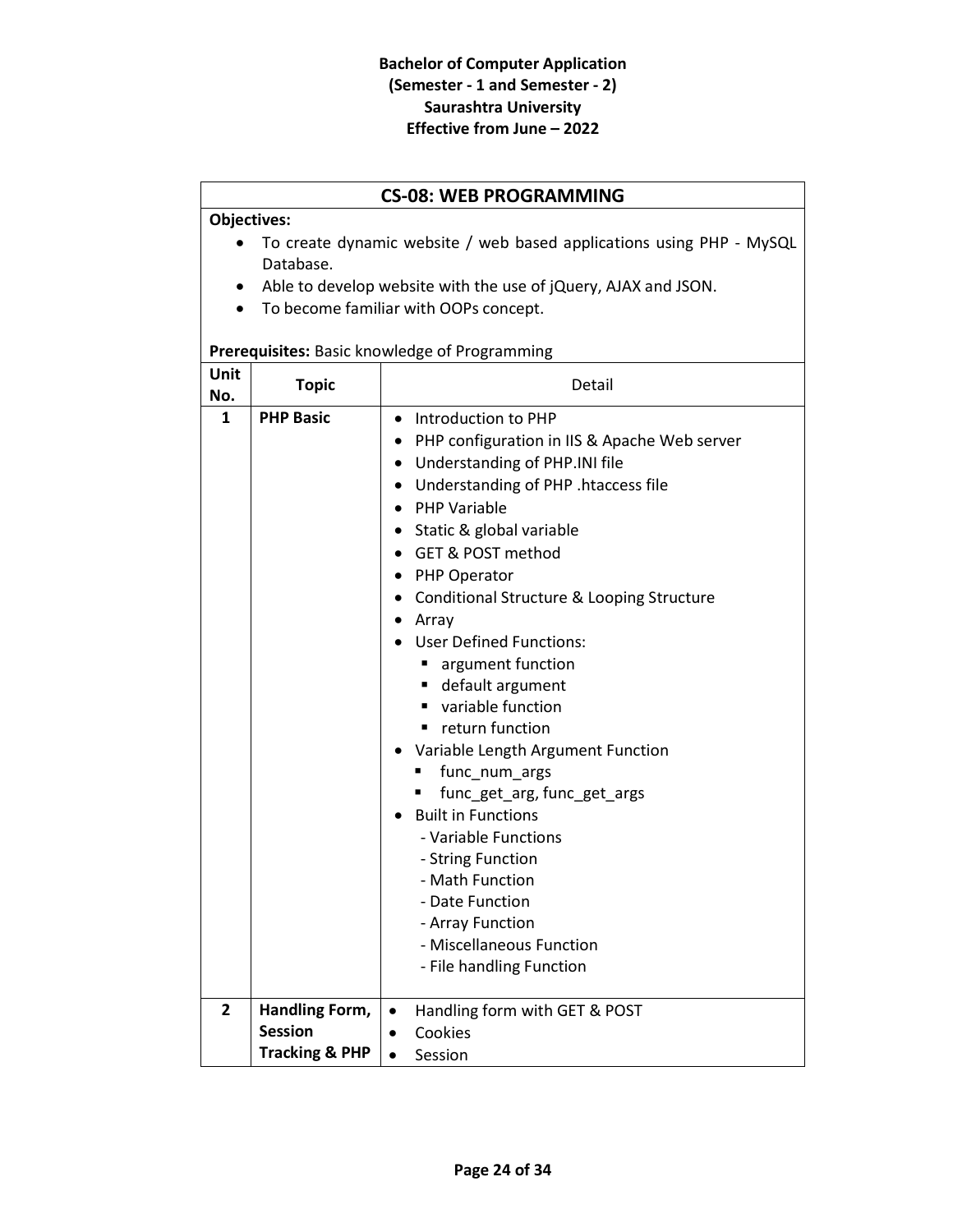**Bachelor of Computer Application**
**(Semester - 1 and Semester - 2)**
**Saurashtra University**
**Effective from June – 2022**

## CS-08: WEB PROGRAMMING

**Objectives:**

- To create dynamic website / web based applications using PHP - MySQL Database.
- Able to develop website with the use of jQuery, AJAX and JSON.
- To become familiar with OOPs concept.

**Prerequisites:** Basic knowledge of Programming

| Unit No. | Topic | Detail |
|---|---|---|
| 1 | **PHP Basic** | • Introduction to PHP<br>• PHP configuration in IIS & Apache Web server<br>• Understanding of PHP.INI file<br>• Understanding of PHP .htaccess file<br>• PHP Variable<br>• Static & global variable<br>• GET & POST method<br>• PHP Operator<br>• Conditional Structure & Looping Structure<br>• Array<br>• User Defined Functions:<br>&nbsp;&nbsp;▪ argument function<br>&nbsp;&nbsp;▪ default argument<br>&nbsp;&nbsp;▪ variable function<br>&nbsp;&nbsp;▪ return function<br>• Variable Length Argument Function<br>&nbsp;&nbsp;▪ func_num_args<br>&nbsp;&nbsp;▪ func_get_arg, func_get_args<br>• Built in Functions<br>&nbsp;&nbsp;- Variable Functions<br>&nbsp;&nbsp;- String Function<br>&nbsp;&nbsp;- Math Function<br>&nbsp;&nbsp;- Date Function<br>&nbsp;&nbsp;- Array Function<br>&nbsp;&nbsp;- Miscellaneous Function<br>&nbsp;&nbsp;- File handling Function |
| 2 | **Handling Form, Session Tracking & PHP** | • Handling form with GET & POST<br>• Cookies<br>• Session |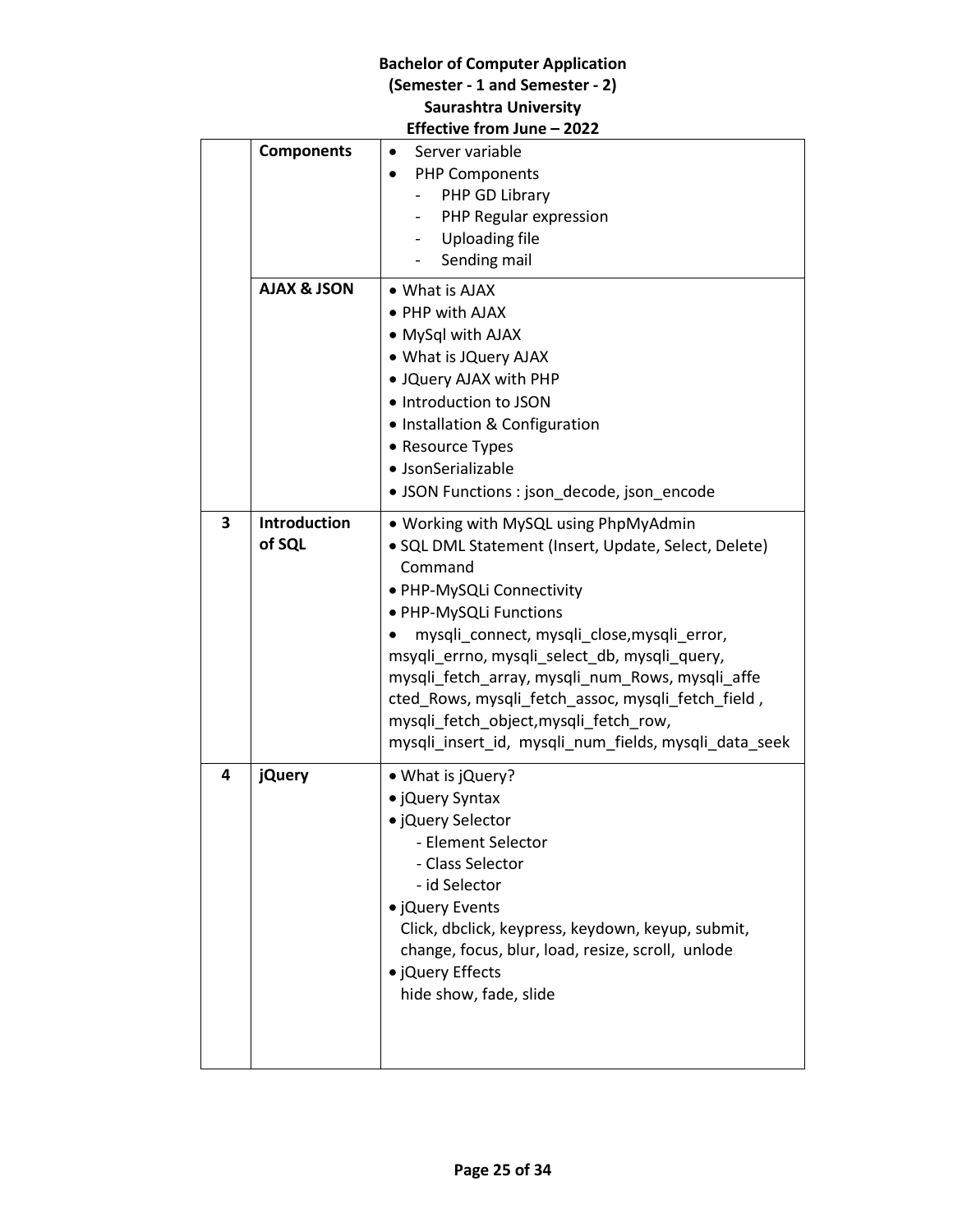| | | |
|---|---|---|
| | **Components** | • Server variable<br>• PHP Components<br>  - PHP GD Library<br>  - PHP Regular expression<br>  - Uploading file<br>  - Sending mail |
| | **AJAX & JSON** | • What is AJAX<br>• PHP with AJAX<br>• MySql with AJAX<br>• What is JQuery AJAX<br>• JQuery AJAX with PHP<br>• Introduction to JSON<br>• Installation & Configuration<br>• Resource Types<br>• JsonSerializable<br>• JSON Functions : json_decode, json_encode |
| **3** | **Introduction of SQL** | • Working with MySQL using PhpMyAdmin<br>• SQL DML Statement (Insert, Update, Select, Delete) Command<br>• PHP-MySQLi Connectivity<br>• PHP-MySQLi Functions<br>• mysqli_connect, mysqli_close,mysqli_error, msyqli_errno, mysqli_select_db, mysqli_query, mysqli_fetch_array, mysqli_num_Rows, mysqli_affe cted_Rows, mysqli_fetch_assoc, mysqli_fetch_field , mysqli_fetch_object,mysqli_fetch_row, mysqli_insert_id, mysqli_num_fields, mysqli_data_seek |
| **4** | **jQuery** | • What is jQuery?<br>• jQuery Syntax<br>• jQuery Selector<br>  - Element Selector<br>  - Class Selector<br>  - id Selector<br>• jQuery Events<br>  Click, dbclick, keypress, keydown, keyup, submit, change, focus, blur, load, resize, scroll, unlode<br>• jQuery Effects<br>  hide show, fade, slide |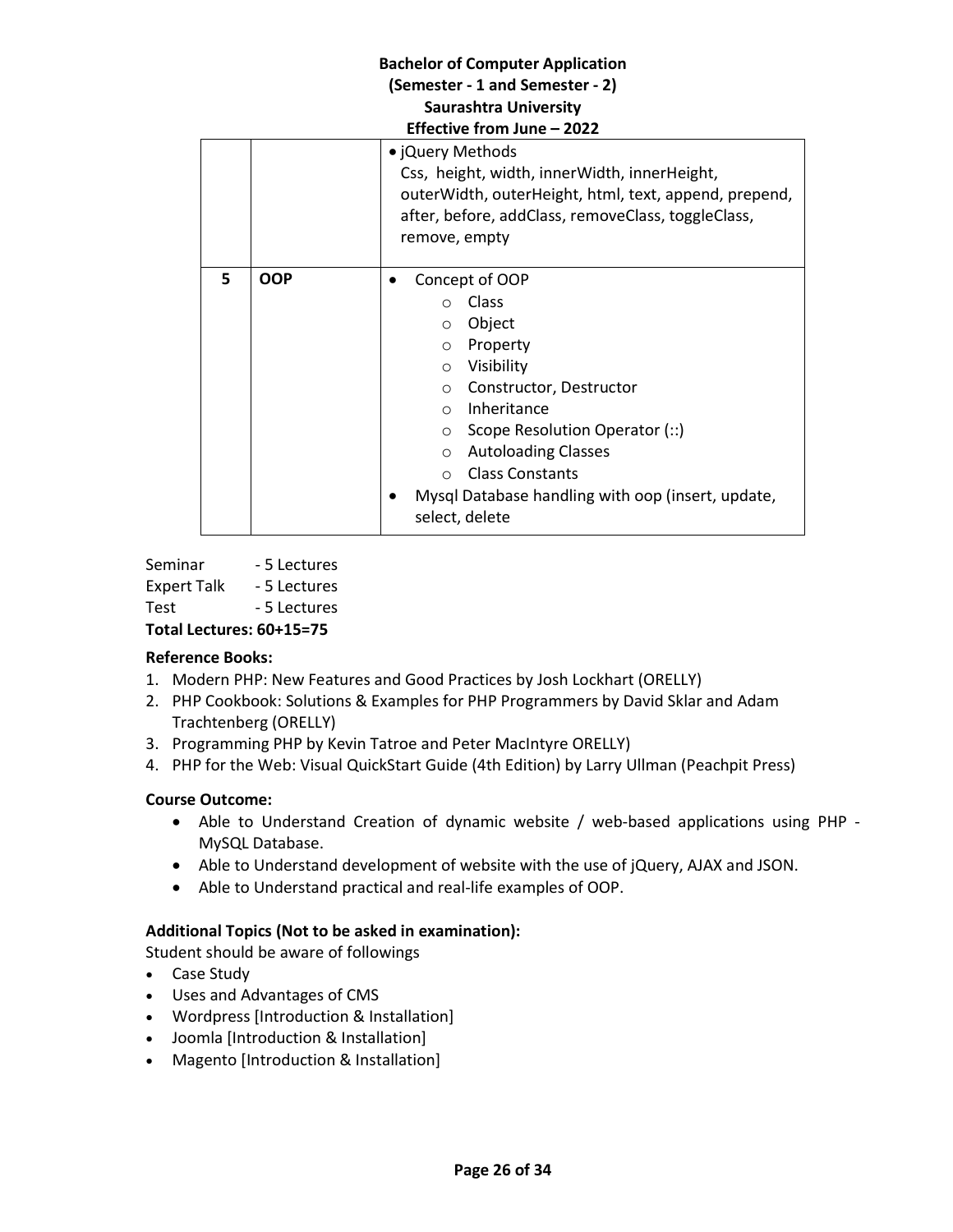| | | • jQuery Methods<br>Css, height, width, innerWidth, innerHeight, outerWidth, outerHeight, html, text, append, prepend, after, before, addClass, removeClass, toggleClass, remove, empty |
|---|---|---|
| 5 | **OOP** | • Concept of OOP<br>○ Class<br>○ Object<br>○ Property<br>○ Visibility<br>○ Constructor, Destructor<br>○ Inheritance<br>○ Scope Resolution Operator (::)<br>○ Autoloading Classes<br>○ Class Constants<br>• Mysql Database handling with oop (insert, update, select, delete |

Seminar - 5 Lectures
Expert Talk - 5 Lectures
Test - 5 Lectures
**Total Lectures: 60+15=75**

**Reference Books:**

1. Modern PHP: New Features and Good Practices by Josh Lockhart (ORELLY)
2. PHP Cookbook: Solutions & Examples for PHP Programmers by David Sklar and Adam Trachtenberg (ORELLY)
3. Programming PHP by Kevin Tatroe and Peter MacIntyre ORELLY)
4. PHP for the Web: Visual QuickStart Guide (4th Edition) by Larry Ullman (Peachpit Press)

**Course Outcome:**

- Able to Understand Creation of dynamic website / web-based applications using PHP - MySQL Database.
- Able to Understand development of website with the use of jQuery, AJAX and JSON.
- Able to Understand practical and real-life examples of OOP.

**Additional Topics (Not to be asked in examination):**

Student should be aware of followings

- Case Study
- Uses and Advantages of CMS
- Wordpress [Introduction & Installation]
- Joomla [Introduction & Installation]
- Magento [Introduction & Installation]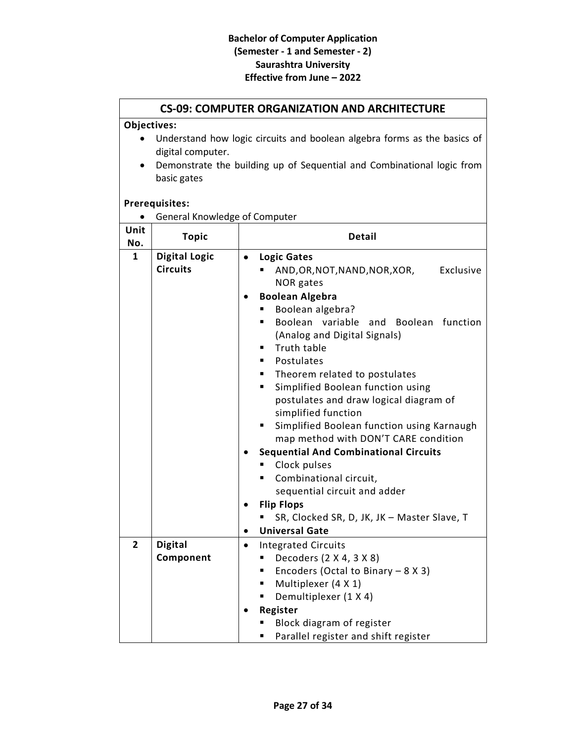**Bachelor of Computer Application**
**(Semester - 1 and Semester - 2)**
**Saurashtra University**
**Effective from June – 2022**

## CS-09: COMPUTER ORGANIZATION AND ARCHITECTURE

**Objectives:**

- Understand how logic circuits and boolean algebra forms as the basics of digital computer.
- Demonstrate the building up of Sequential and Combinational logic from basic gates

**Prerequisites:**

- General Knowledge of Computer

| Unit No. | Topic | Detail |
|---|---|---|
| 1 | **Digital Logic Circuits** | • **Logic Gates**<br>▪ AND,OR,NOT,NAND,NOR,XOR, Exclusive NOR gates<br>• **Boolean Algebra**<br>▪ Boolean algebra?<br>▪ Boolean variable and Boolean function (Analog and Digital Signals)<br>▪ Truth table<br>▪ Postulates<br>▪ Theorem related to postulates<br>▪ Simplified Boolean function using postulates and draw logical diagram of simplified function<br>▪ Simplified Boolean function using Karnaugh map method with DON'T CARE condition<br>• **Sequential And Combinational Circuits**<br>▪ Clock pulses<br>▪ Combinational circuit, sequential circuit and adder<br>• **Flip Flops**<br>▪ SR, Clocked SR, D, JK, JK – Master Slave, T<br>• **Universal Gate** |
| 2 | **Digital Component** | • Integrated Circuits<br>▪ Decoders (2 X 4, 3 X 8)<br>▪ Encoders (Octal to Binary – 8 X 3)<br>▪ Multiplexer (4 X 1)<br>▪ Demultiplexer (1 X 4)<br>• **Register**<br>▪ Block diagram of register<br>▪ Parallel register and shift register |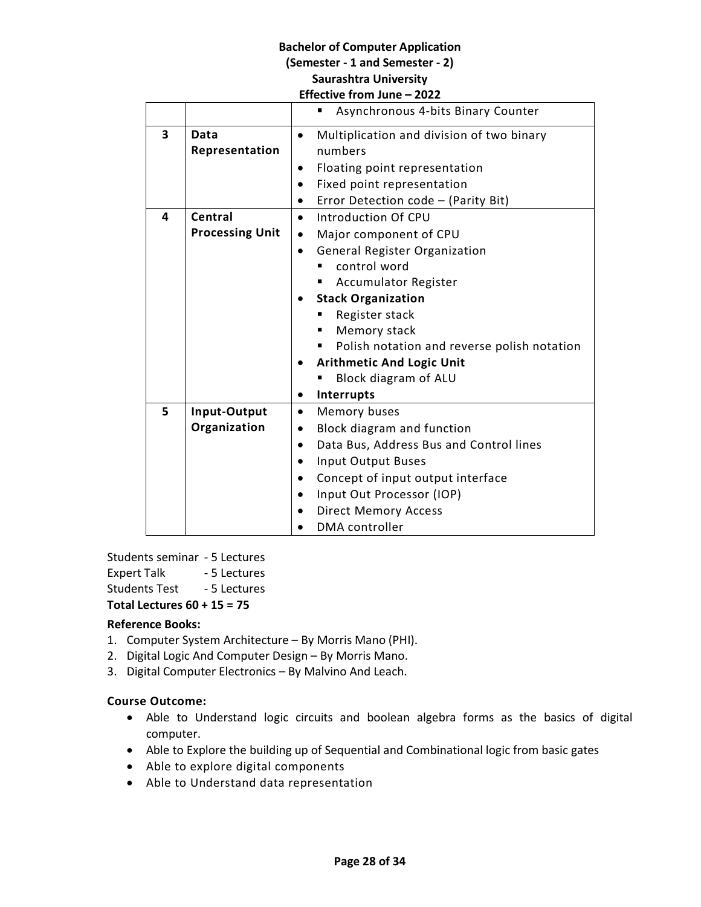| | | |
|---|---|---|
| | | ▪ Asynchronous 4-bits Binary Counter |
| 3 | **Data Representation** | • Multiplication and division of two binary numbers<br>• Floating point representation<br>• Fixed point representation<br>• Error Detection code – (Parity Bit) |
| 4 | **Central Processing Unit** | • Introduction Of CPU<br>• Major component of CPU<br>• General Register Organization<br>  ▪ control word<br>  ▪ Accumulator Register<br>• **Stack Organization**<br>  ▪ Register stack<br>  ▪ Memory stack<br>  ▪ Polish notation and reverse polish notation<br>• **Arithmetic And Logic Unit**<br>  ▪ Block diagram of ALU<br>• **Interrupts** |
| 5 | **Input-Output Organization** | • Memory buses<br>• Block diagram and function<br>• Data Bus, Address Bus and Control lines<br>• Input Output Buses<br>• Concept of input output interface<br>• Input Out Processor (IOP)<br>• Direct Memory Access<br>• DMA controller |

Students seminar - 5 Lectures
Expert Talk - 5 Lectures
Students Test - 5 Lectures
**Total Lectures 60 + 15 = 75**

**Reference Books:**

1. Computer System Architecture – By Morris Mano (PHI).
2. Digital Logic And Computer Design – By Morris Mano.
3. Digital Computer Electronics – By Malvino And Leach.

**Course Outcome:**

- Able to Understand logic circuits and boolean algebra forms as the basics of digital computer.
- Able to Explore the building up of Sequential and Combinational logic from basic gates
- Able to explore digital components
- Able to Understand data representation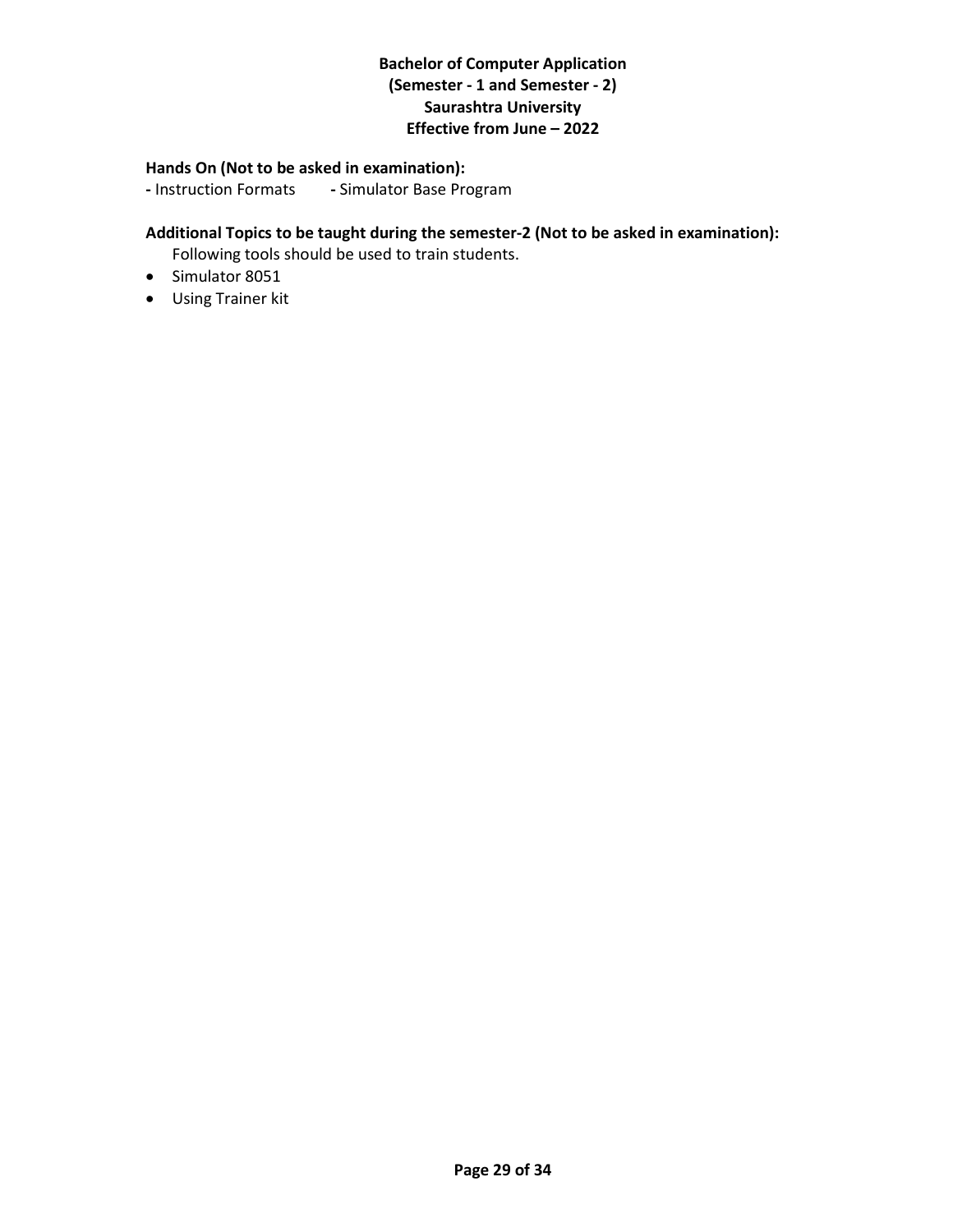**Hands On (Not to be asked in examination):**

- Instruction Formats - Simulator Base Program

**Additional Topics to be taught during the semester-2 (Not to be asked in examination):**

Following tools should be used to train students.

- Simulator 8051
- Using Trainer kit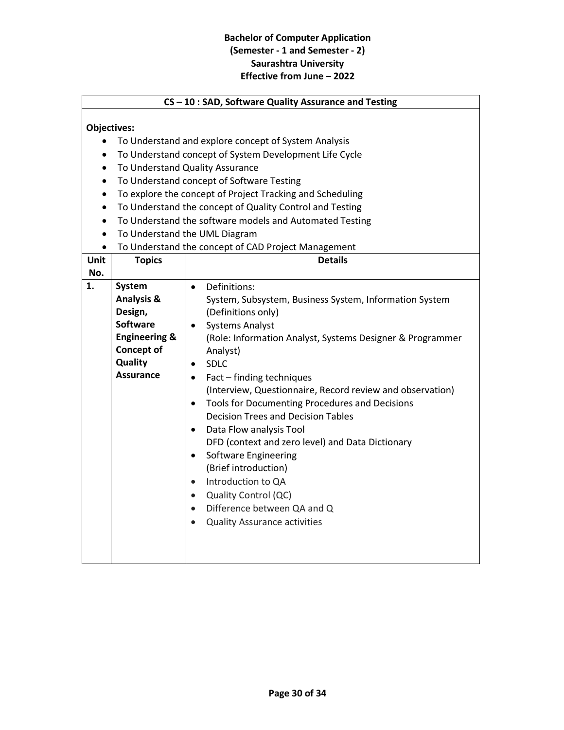**Bachelor of Computer Application**
**(Semester - 1 and Semester - 2)**
**Saurashtra University**
**Effective from June – 2022**

## CS – 10 : SAD, Software Quality Assurance and Testing

**Objectives:**

- To Understand and explore concept of System Analysis
- To Understand concept of System Development Life Cycle
- To Understand Quality Assurance
- To Understand concept of Software Testing
- To explore the concept of Project Tracking and Scheduling
- To Understand the concept of Quality Control and Testing
- To Understand the software models and Automated Testing
- To Understand the UML Diagram
- To Understand the concept of CAD Project Management

| Unit No. | Topics | Details |
| --- | --- | --- |
| 1. | **System Analysis & Design, Software Engineering & Concept of Quality Assurance** | • Definitions:<br>System, Subsystem, Business System, Information System (Definitions only)<br>• Systems Analyst<br>(Role: Information Analyst, Systems Designer & Programmer Analyst)<br>• SDLC<br>• Fact – finding techniques<br>(Interview, Questionnaire, Record review and observation)<br>• Tools for Documenting Procedures and Decisions<br>Decision Trees and Decision Tables<br>• Data Flow analysis Tool<br>DFD (context and zero level) and Data Dictionary<br>• Software Engineering<br>(Brief introduction)<br>• Introduction to QA<br>• Quality Control (QC)<br>• Difference between QA and Q<br>• Quality Assurance activities |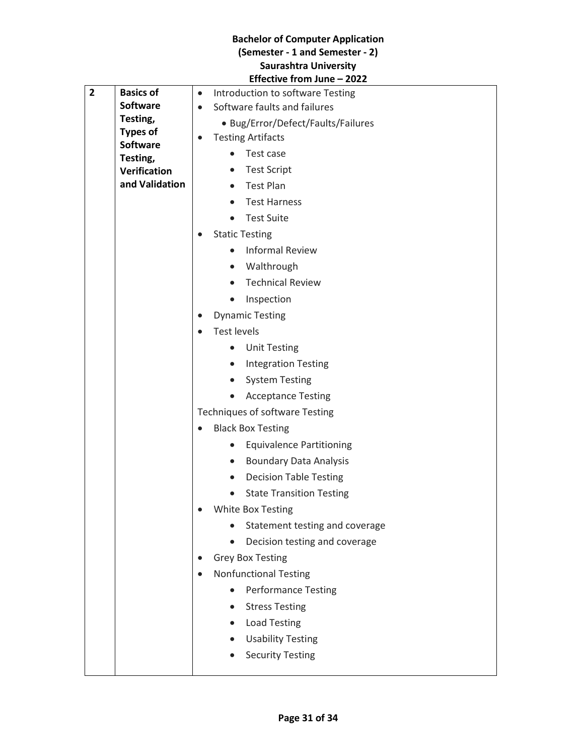**Bachelor of Computer Application**
**(Semester - 1 and Semester - 2)**
**Saurashtra University**
**Effective from June – 2022**

| 2 | **Basics of Software Testing, Types of Software Testing, Verification and Validation** | • Introduction to software Testing<br>• Software faults and failures<br>&nbsp;&nbsp;&nbsp;&nbsp;• Bug/Error/Defect/Faults/Failures<br>• Testing Artifacts<br>&nbsp;&nbsp;&nbsp;&nbsp;• Test case<br>&nbsp;&nbsp;&nbsp;&nbsp;• Test Script<br>&nbsp;&nbsp;&nbsp;&nbsp;• Test Plan<br>&nbsp;&nbsp;&nbsp;&nbsp;• Test Harness<br>&nbsp;&nbsp;&nbsp;&nbsp;• Test Suite<br>• Static Testing<br>&nbsp;&nbsp;&nbsp;&nbsp;• Informal Review<br>&nbsp;&nbsp;&nbsp;&nbsp;• Walthrough<br>&nbsp;&nbsp;&nbsp;&nbsp;• Technical Review<br>&nbsp;&nbsp;&nbsp;&nbsp;• Inspection<br>• Dynamic Testing<br>• Test levels<br>&nbsp;&nbsp;&nbsp;&nbsp;• Unit Testing<br>&nbsp;&nbsp;&nbsp;&nbsp;• Integration Testing<br>&nbsp;&nbsp;&nbsp;&nbsp;• System Testing<br>&nbsp;&nbsp;&nbsp;&nbsp;• Acceptance Testing<br>Techniques of software Testing<br>• Black Box Testing<br>&nbsp;&nbsp;&nbsp;&nbsp;• Equivalence Partitioning<br>&nbsp;&nbsp;&nbsp;&nbsp;• Boundary Data Analysis<br>&nbsp;&nbsp;&nbsp;&nbsp;• Decision Table Testing<br>&nbsp;&nbsp;&nbsp;&nbsp;• State Transition Testing<br>• White Box Testing<br>&nbsp;&nbsp;&nbsp;&nbsp;• Statement testing and coverage<br>&nbsp;&nbsp;&nbsp;&nbsp;• Decision testing and coverage<br>• Grey Box Testing<br>• Nonfunctional Testing<br>&nbsp;&nbsp;&nbsp;&nbsp;• Performance Testing<br>&nbsp;&nbsp;&nbsp;&nbsp;• Stress Testing<br>&nbsp;&nbsp;&nbsp;&nbsp;• Load Testing<br>&nbsp;&nbsp;&nbsp;&nbsp;• Usability Testing<br>&nbsp;&nbsp;&nbsp;&nbsp;• Security Testing |
|---|---|---|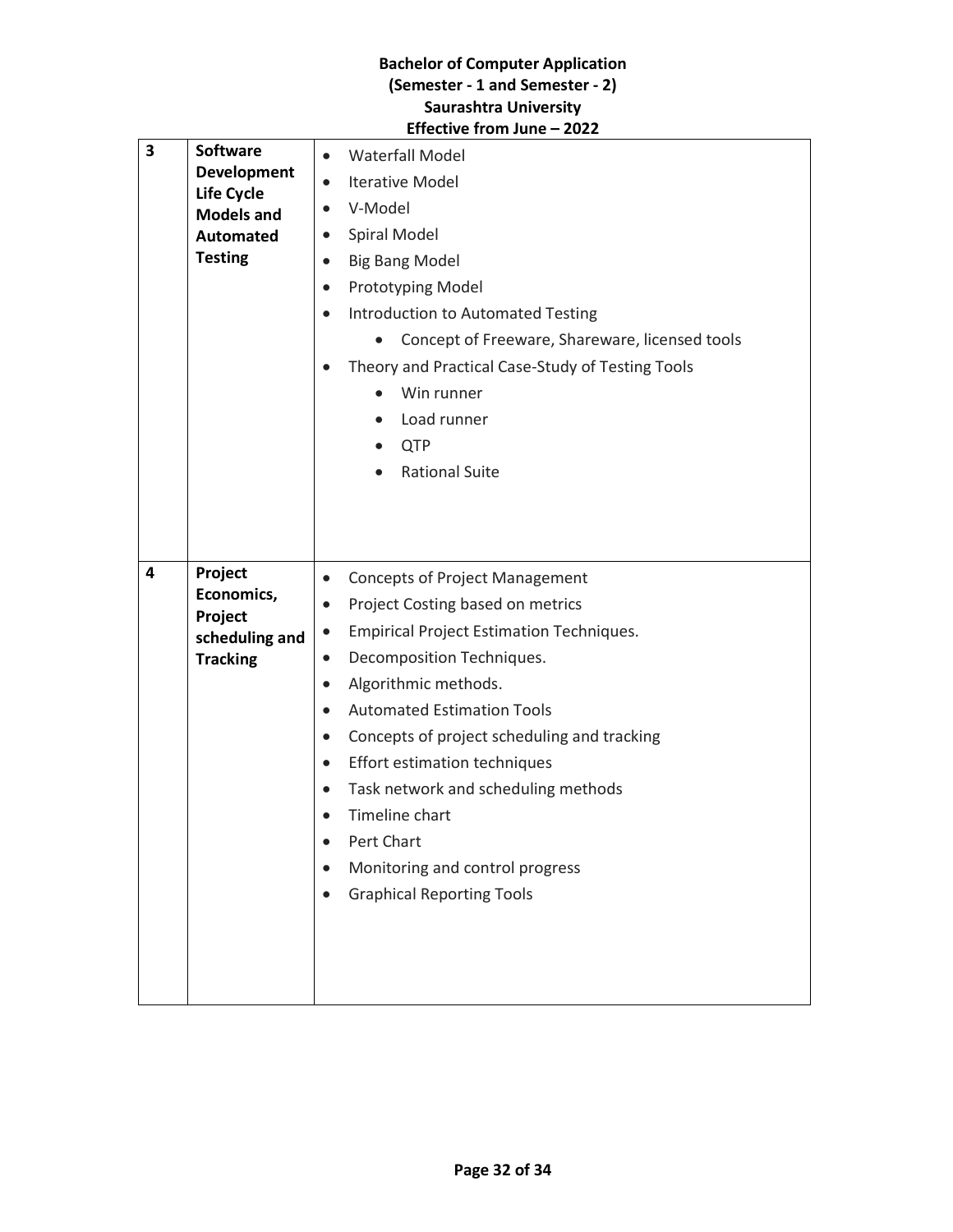| 3 | Software Development Life Cycle Models and Automated Testing | • Waterfall Model<br>• Iterative Model<br>• V-Model<br>• Spiral Model<br>• Big Bang Model<br>• Prototyping Model<br>• Introduction to Automated Testing<br>  ◦ Concept of Freeware, Shareware, licensed tools<br>• Theory and Practical Case-Study of Testing Tools<br>  ◦ Win runner<br>  ◦ Load runner<br>  ◦ QTP<br>  ◦ Rational Suite |
|---|---|---|
| 4 | Project Economics, Project scheduling and Tracking | • Concepts of Project Management<br>• Project Costing based on metrics<br>• Empirical Project Estimation Techniques.<br>• Decomposition Techniques.<br>• Algorithmic methods.<br>• Automated Estimation Tools<br>• Concepts of project scheduling and tracking<br>• Effort estimation techniques<br>• Task network and scheduling methods<br>• Timeline chart<br>• Pert Chart<br>• Monitoring and control progress<br>• Graphical Reporting Tools |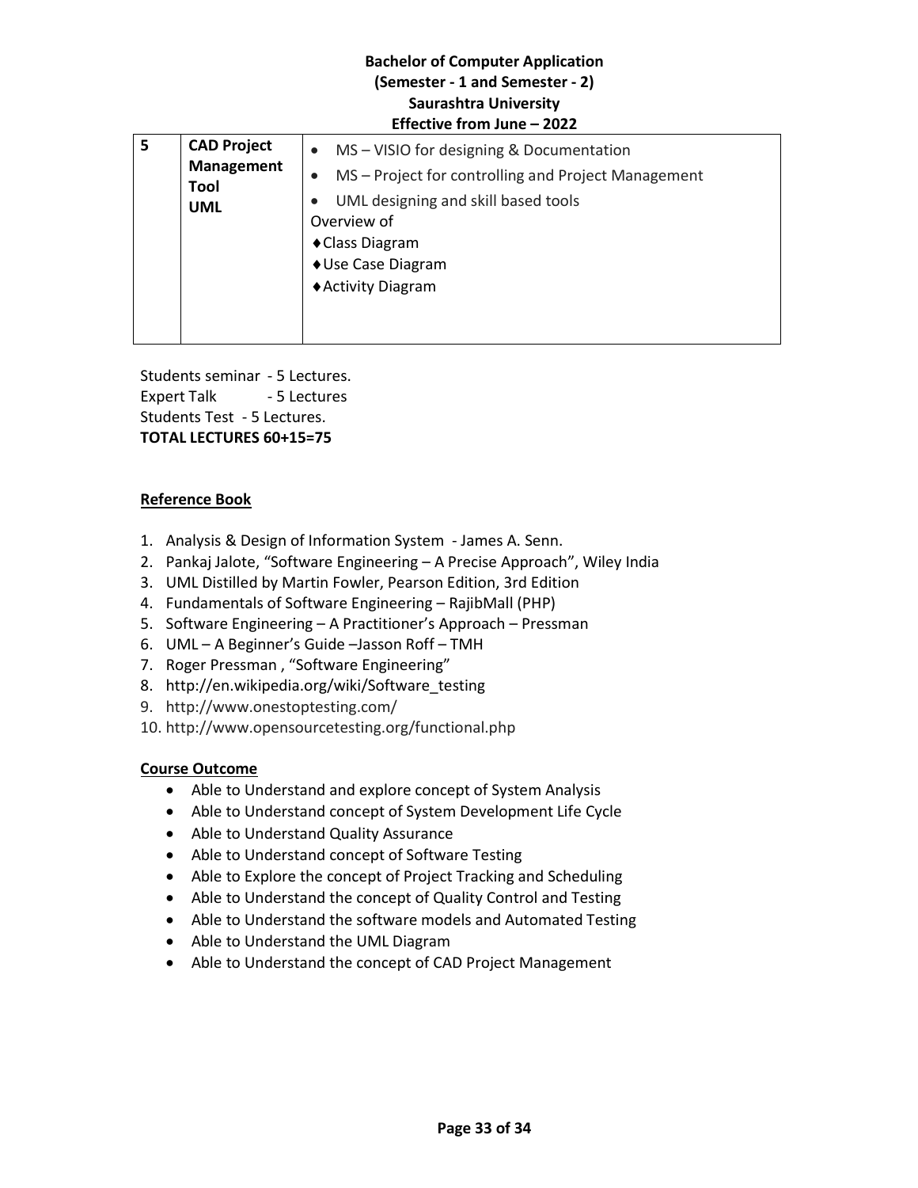| 5 | CAD Project Management Tool UML | • MS – VISIO for designing & Documentation<br>• MS – Project for controlling and Project Management<br>• UML designing and skill based tools<br>Overview of<br>♦Class Diagram<br>♦Use Case Diagram<br>♦Activity Diagram |
|---|---|---|

Students seminar - 5 Lectures.
Expert Talk - 5 Lectures
Students Test - 5 Lectures.
**TOTAL LECTURES 60+15=75**

**Reference Book**

1. Analysis & Design of Information System - James A. Senn.
2. Pankaj Jalote, "Software Engineering – A Precise Approach", Wiley India
3. UML Distilled by Martin Fowler, Pearson Edition, 3rd Edition
4. Fundamentals of Software Engineering – RajibMall (PHP)
5. Software Engineering – A Practitioner's Approach – Pressman
6. UML – A Beginner's Guide –Jasson Roff – TMH
7. Roger Pressman , "Software Engineering"
8. http://en.wikipedia.org/wiki/Software_testing
9. http://www.onestoptesting.com/
10. http://www.opensourcetesting.org/functional.php

**Course Outcome**

- Able to Understand and explore concept of System Analysis
- Able to Understand concept of System Development Life Cycle
- Able to Understand Quality Assurance
- Able to Understand concept of Software Testing
- Able to Explore the concept of Project Tracking and Scheduling
- Able to Understand the concept of Quality Control and Testing
- Able to Understand the software models and Automated Testing
- Able to Understand the UML Diagram
- Able to Understand the concept of CAD Project Management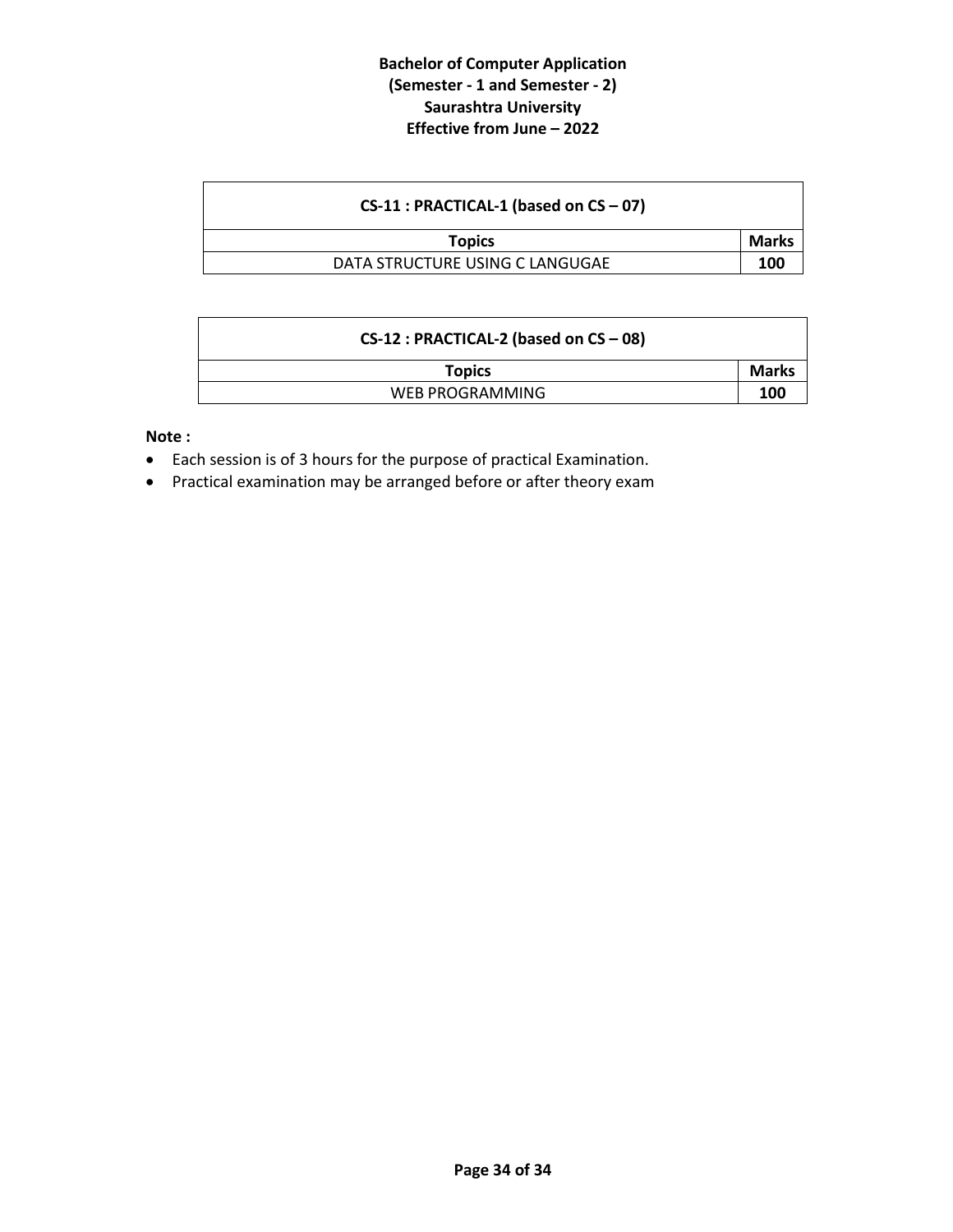**Bachelor of Computer Application**
**(Semester - 1 and Semester - 2)**
**Saurashtra University**
**Effective from June – 2022**

| CS-11 : PRACTICAL-1 (based on CS – 07) | |
|---|---|
| **Topics** | **Marks** |
| DATA STRUCTURE USING C LANGUGAE | **100** |

| CS-12 : PRACTICAL-2 (based on CS – 08) | |
|---|---|
| **Topics** | **Marks** |
| WEB PROGRAMMING | **100** |

**Note :**

- Each session is of 3 hours for the purpose of practical Examination.
- Practical examination may be arranged before or after theory exam